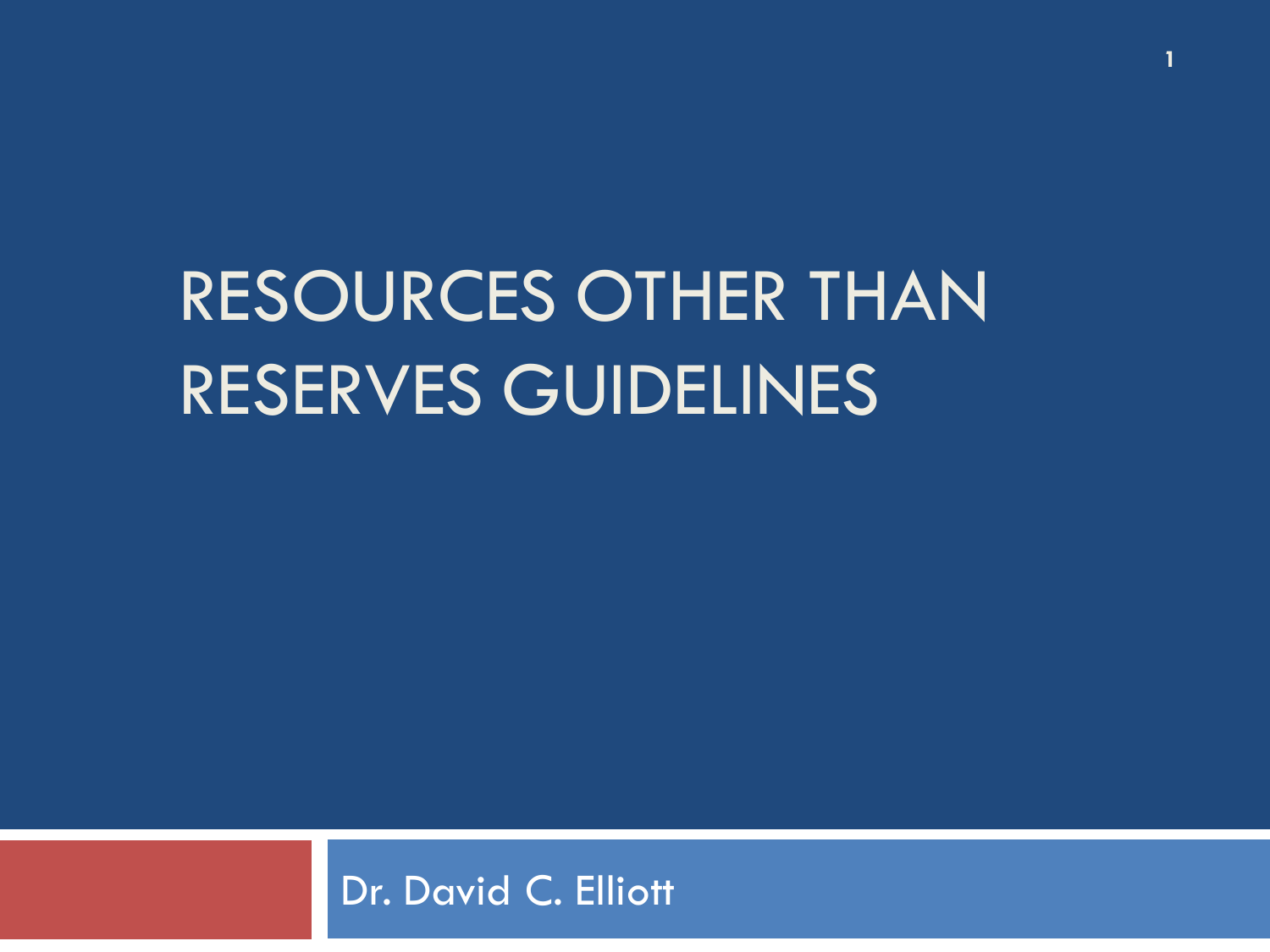# RESOURCES OTHER THAN RESERVES GUIDELINES

Dr. David C. Elliott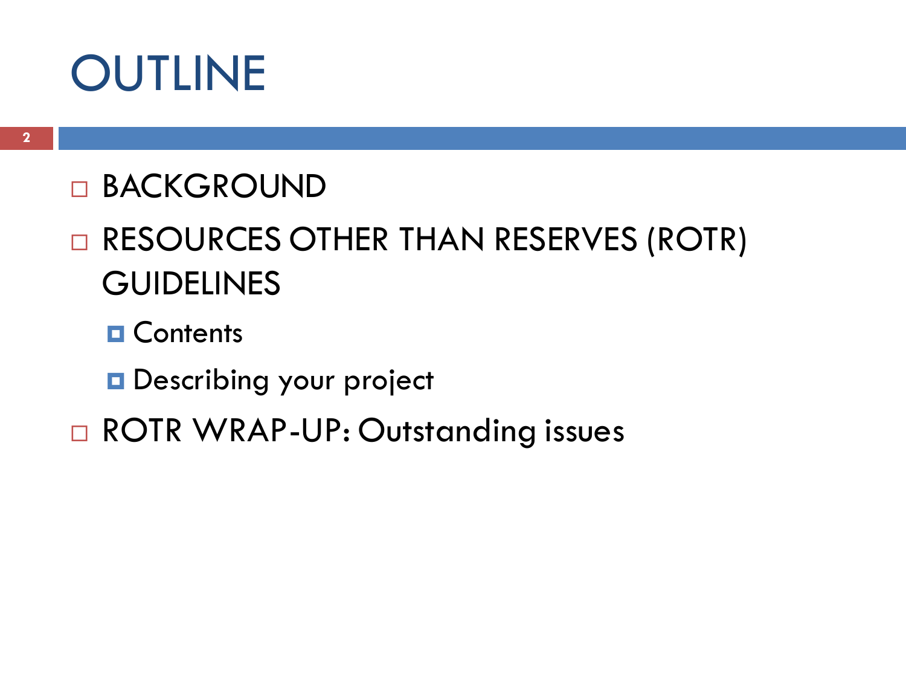# OUTLINE

- BACKGROUND
- RESOURCES OTHER THAN RESERVES (ROTR) GUIDELINES
  - Contents
  - Describing your project
- ROTR WRAP-UP: Outstanding issues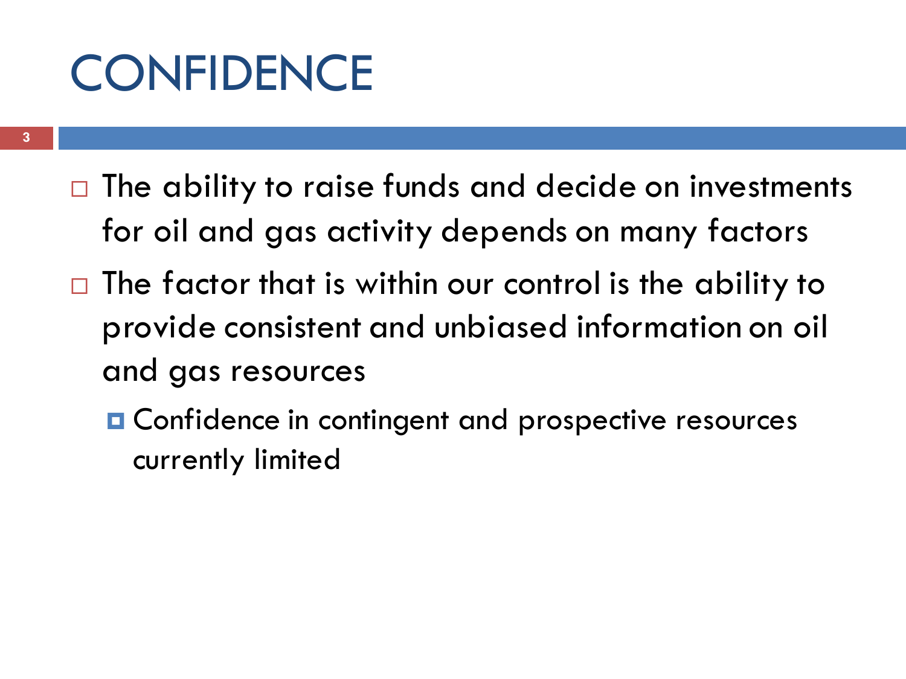# CONFIDENCE

- The ability to raise funds and decide on investments for oil and gas activity depends on many factors
- The factor that is within our control is the ability to provide consistent and unbiased information on oil and gas resources
  - Confidence in contingent and prospective resources currently limited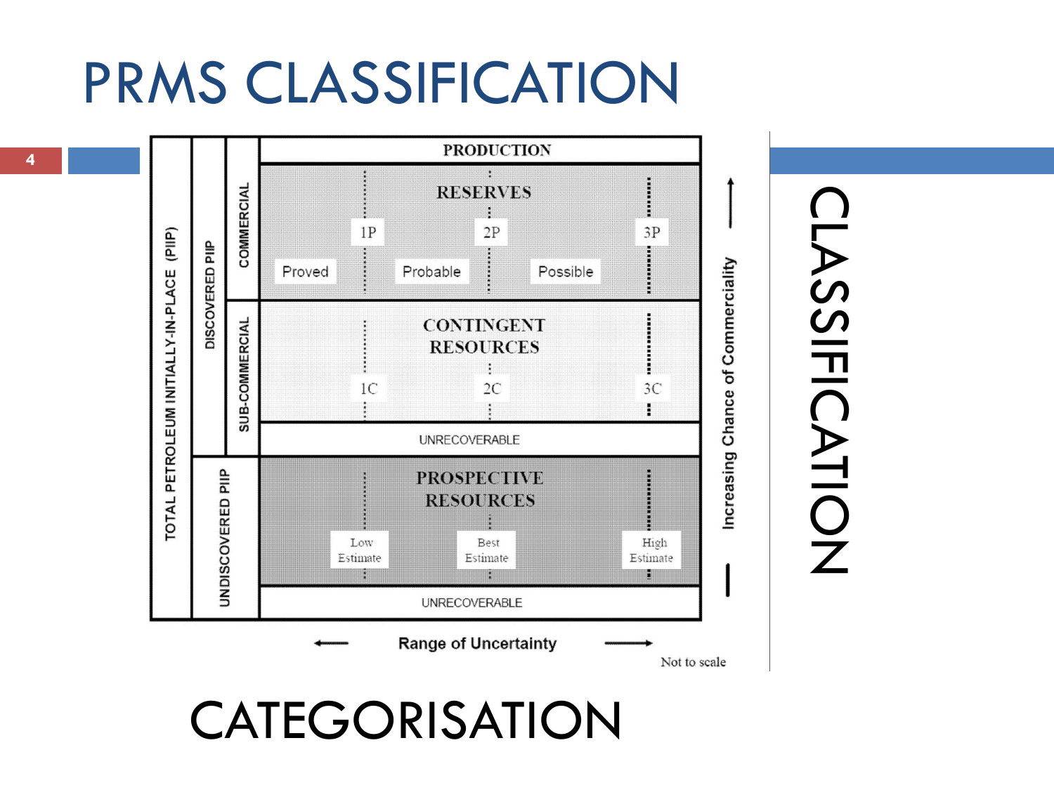# PRMS CLASSIFICATION

| TOTAL PETROLEUM INITIALLY-IN-PLACE (PIIP) | DISCOVERED PIIP | | PRODUCTION | | |
|---|---|---|---|---|---|
| | | COMMERCIAL | RESERVES | | |
| | | | 1P | 2P | 3P |
| | | | Proved | Probable | Possible |
| | | SUB-COMMERCIAL | CONTINGENT RESOURCES | | |
| | | | 1C | 2C | 3C |
| | | | UNRECOVERABLE | | |
| | UNDISCOVERED PIIP | | PROSPECTIVE RESOURCES | | |
| | | | Low Estimate | Best Estimate | High Estimate |
| | | | UNRECOVERABLE | | |

← Range of Uncertainty →

Increasing Chance of Commerciality →

Not to scale

CLASSIFICATION

CATEGORISATION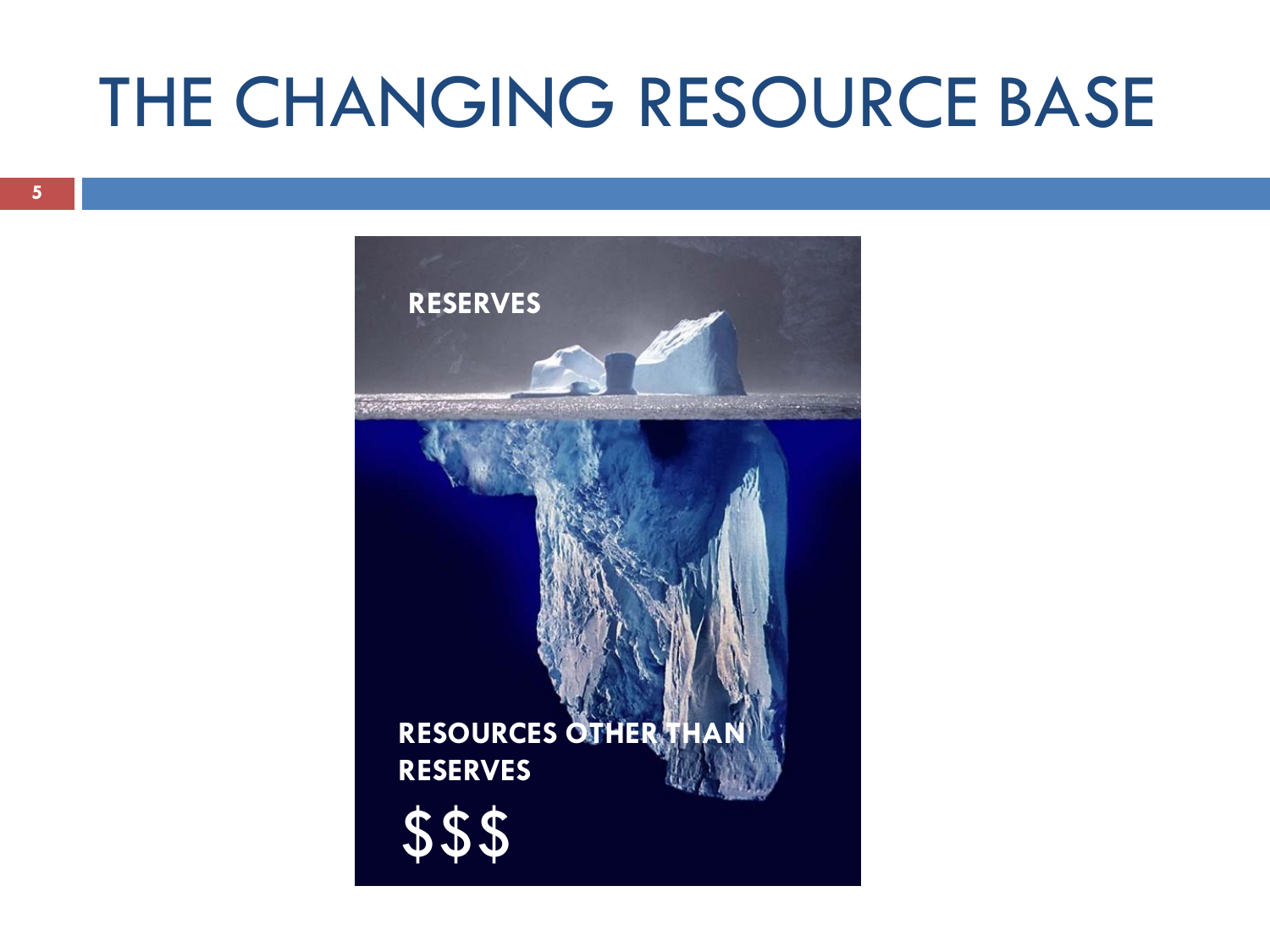# THE CHANGING RESOURCE BASE

RESERVES

RESOURCES OTHER THAN RESERVES

$$$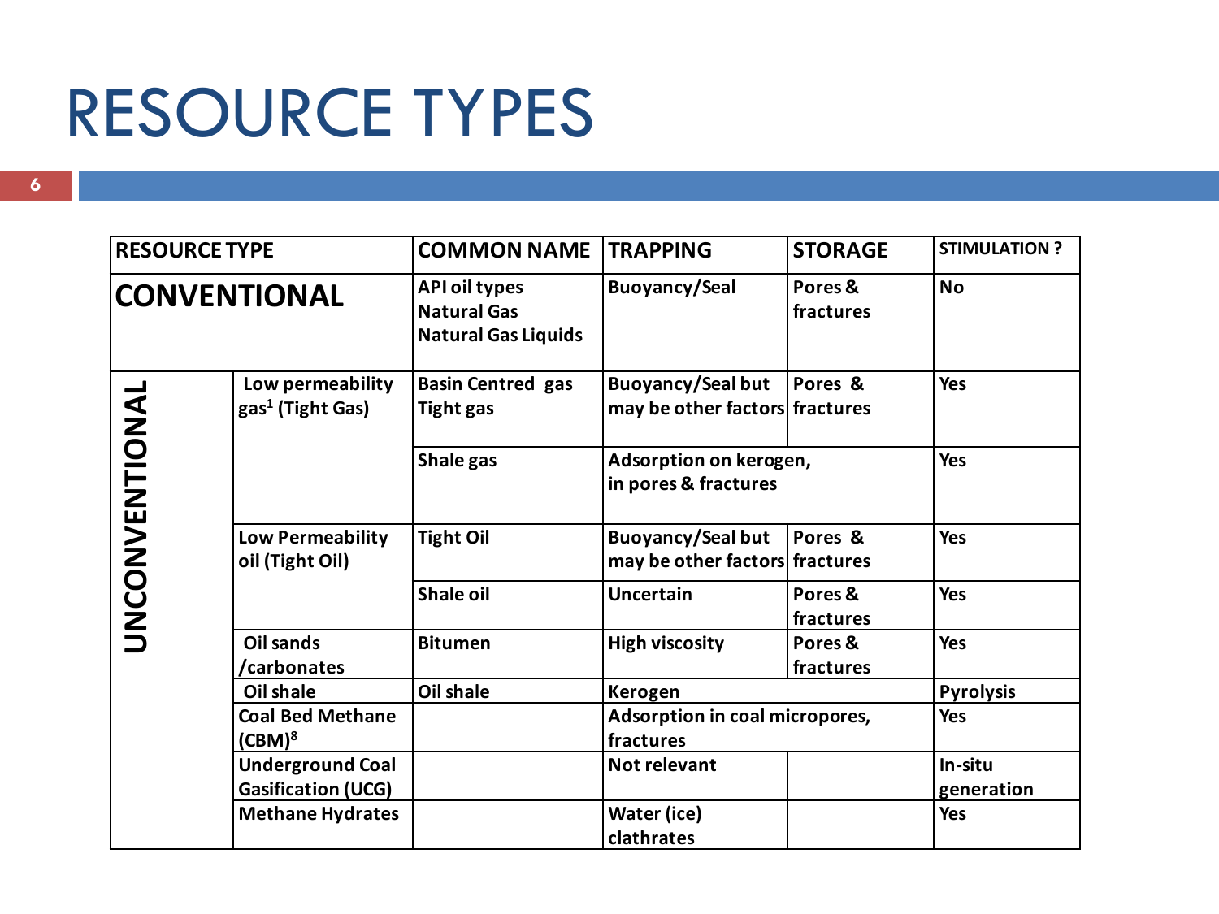# RESOURCE TYPES

| RESOURCE TYPE | | COMMON NAME | TRAPPING | STORAGE | STIMULATION ? |
|---|---|---|---|---|---|
| **CONVENTIONAL** | | API oil types<br>Natural Gas<br>Natural Gas Liquids | Buoyancy/Seal | Pores & fractures | No |
| **UNCONVENTIONAL** | Low permeability gas[1] (Tight Gas) | Basin Centred gas<br>Tight gas | Buoyancy/Seal but may be other factors | Pores & fractures | Yes |
| | | Shale gas | Adsorption on kerogen, in pores & fractures | | Yes |
| | Low Permeability oil (Tight Oil) | Tight Oil | Buoyancy/Seal but may be other factors | Pores & fractures | Yes |
| | | Shale oil | Uncertain | Pores & fractures | Yes |
| | Oil sands /carbonates | Bitumen | High viscosity | Pores & fractures | Yes |
| | Oil shale | Oil shale | Kerogen | | Pyrolysis |
| | Coal Bed Methane (CBM)[8] | | Adsorption in coal micropores, fractures | | Yes |
| | Underground Coal Gasification (UCG) | | Not relevant | | In-situ generation |
| | Methane Hydrates | | Water (ice) clathrates | | Yes |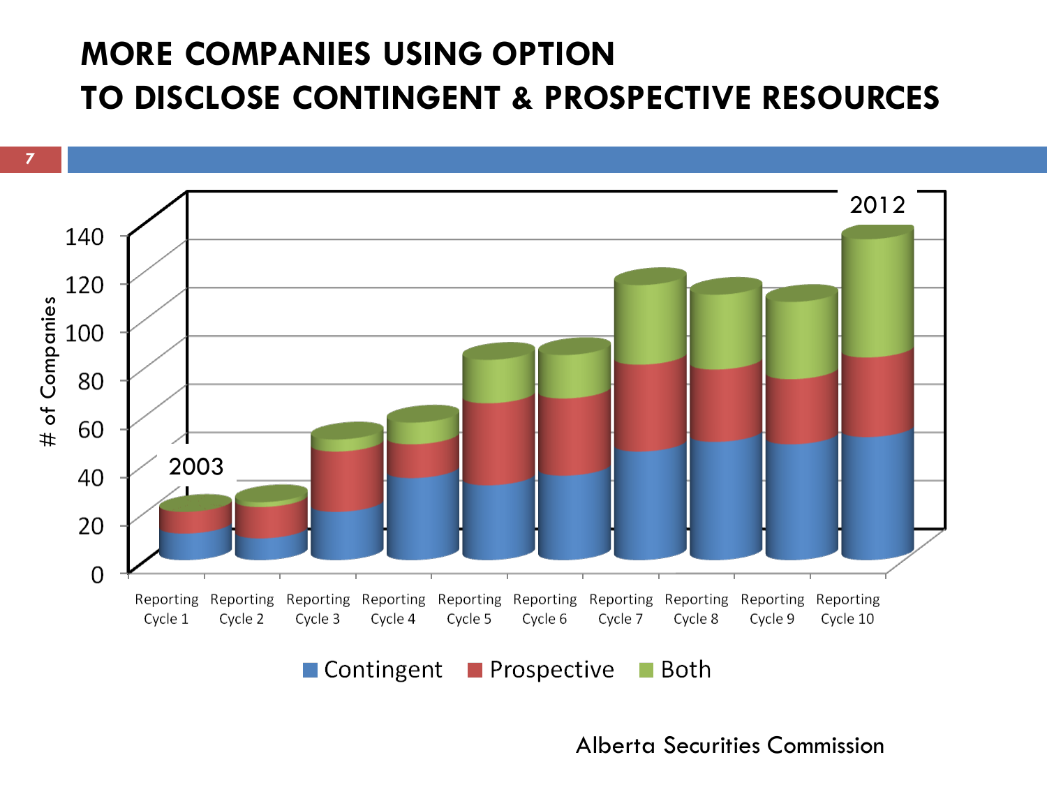# MORE COMPANIES USING OPTION TO DISCLOSE CONTINGENT & PROSPECTIVE RESOURCES

# of Companies

140
120
100
80
60
40
20
0

2003

2012

Reporting Cycle 1 | Reporting Cycle 2 | Reporting Cycle 3 | Reporting Cycle 4 | Reporting Cycle 5 | Reporting Cycle 6 | Reporting Cycle 7 | Reporting Cycle 8 | Reporting Cycle 9 | Reporting Cycle 10

Contingent | Prospective | Both

Alberta Securities Commission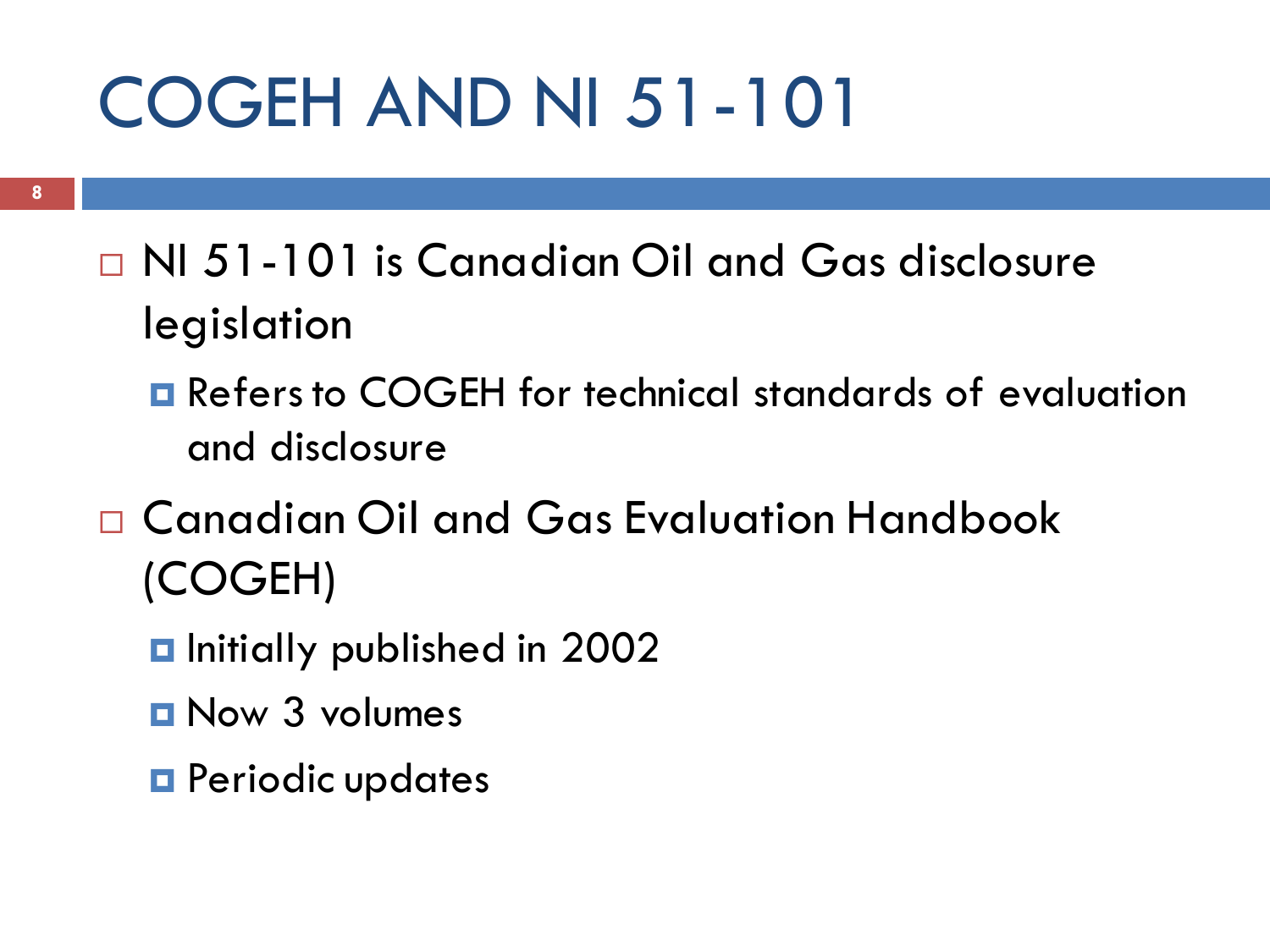# COGEH AND NI 51-101

- NI 51-101 is Canadian Oil and Gas disclosure legislation
  - Refers to COGEH for technical standards of evaluation and disclosure
- Canadian Oil and Gas Evaluation Handbook (COGEH)
  - Initially published in 2002
  - Now 3 volumes
  - Periodic updates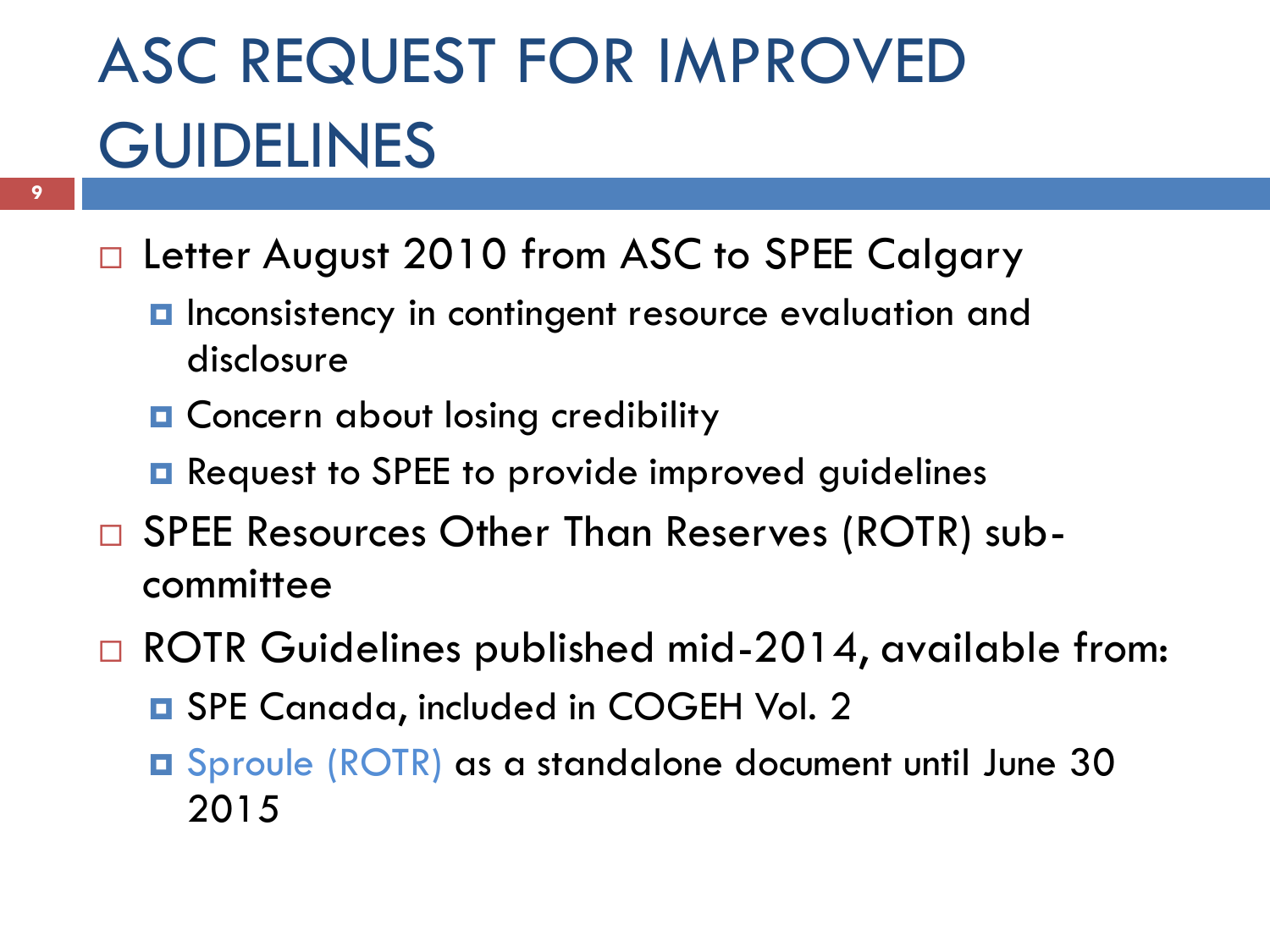# ASC REQUEST FOR IMPROVED GUIDELINES

- Letter August 2010 from ASC to SPEE Calgary
  - Inconsistency in contingent resource evaluation and disclosure
  - Concern about losing credibility
  - Request to SPEE to provide improved guidelines
- SPEE Resources Other Than Reserves (ROTR) sub-committee
- ROTR Guidelines published mid-2014, available from:
  - SPE Canada, included in COGEH Vol. 2
  - Sproule (ROTR) as a standalone document until June 30 2015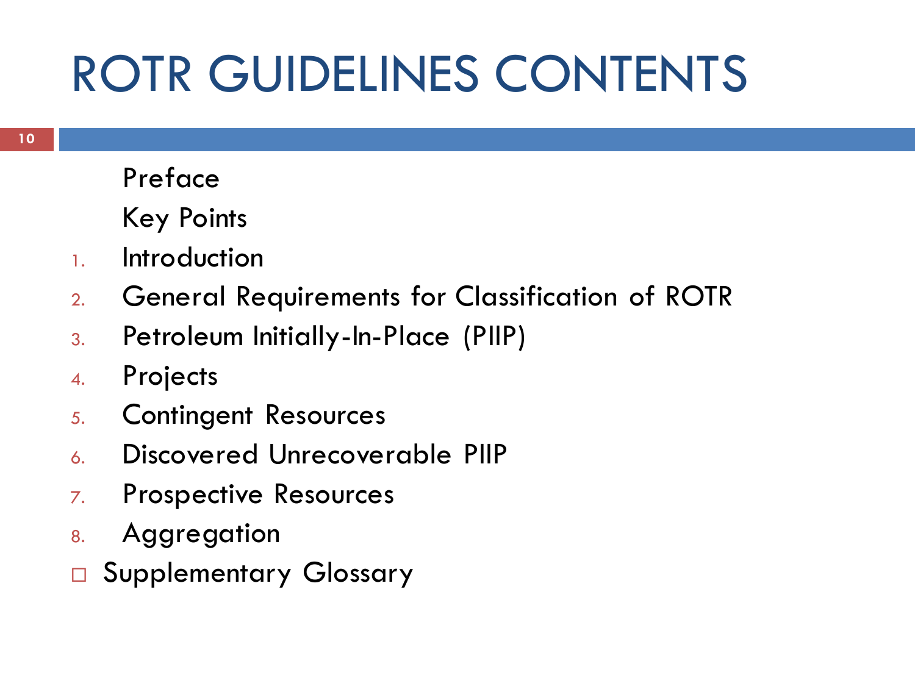# ROTR GUIDELINES CONTENTS

Preface

Key Points

1. Introduction
2. General Requirements for Classification of ROTR
3. Petroleum Initially-In-Place (PIIP)
4. Projects
5. Contingent Resources
6. Discovered Unrecoverable PIIP
7. Prospective Resources
8. Aggregation

- Supplementary Glossary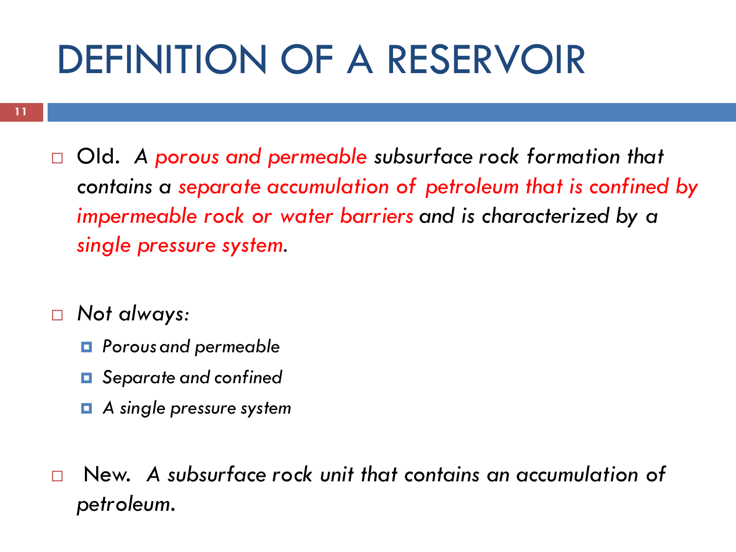# DEFINITION OF A RESERVOIR

- Old. *A porous and permeable subsurface rock formation that contains a separate accumulation of petroleum that is confined by impermeable rock or water barriers and is characterized by a single pressure system.*

- *Not always:*
  - *Porous and permeable*
  - *Separate and confined*
  - *A single pressure system*

- New. *A subsurface rock unit that contains an accumulation of petroleum.*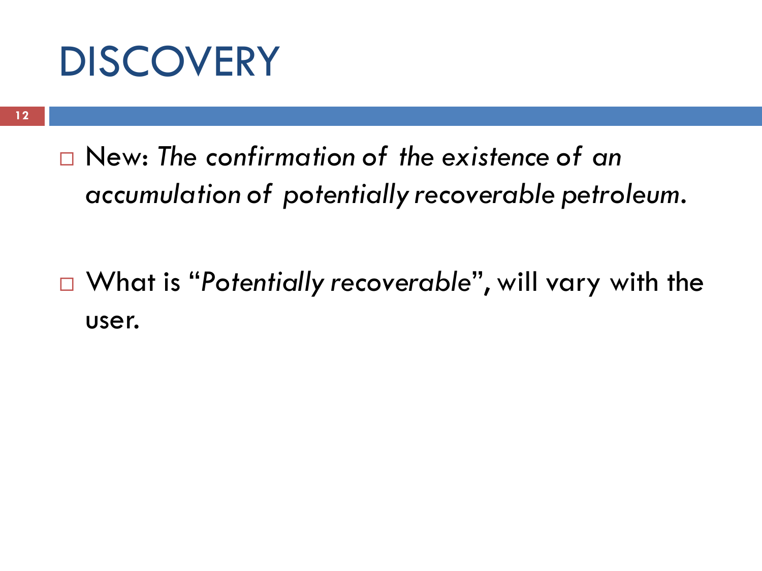# DISCOVERY

- New: *The confirmation of the existence of an accumulation of potentially recoverable petroleum.*

- What is "*Potentially recoverable*", will vary with the user.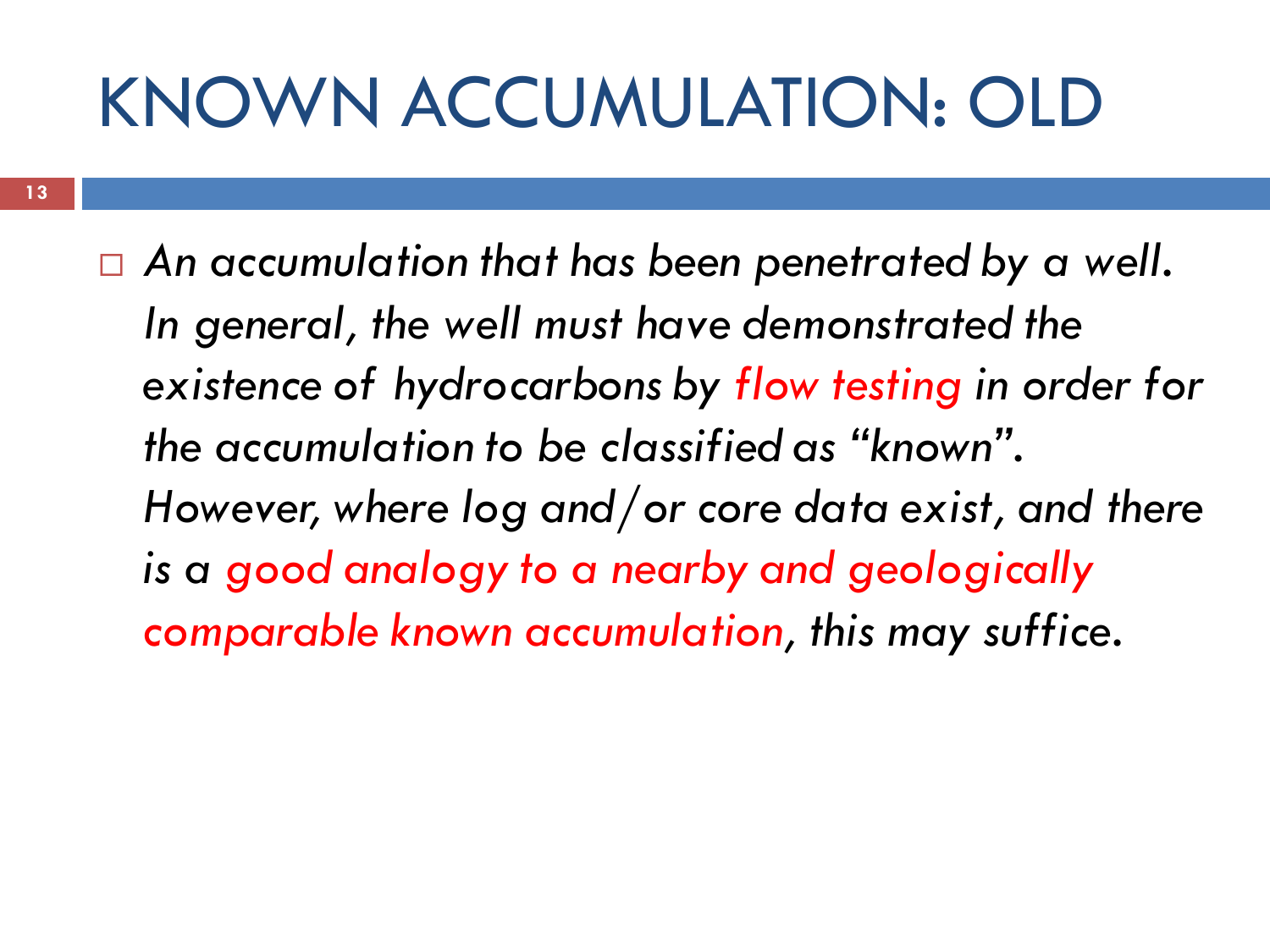# KNOWN ACCUMULATION: OLD

- *An accumulation that has been penetrated by a well. In general, the well must have demonstrated the existence of hydrocarbons by flow testing in order for the accumulation to be classified as "known". However, where log and/or core data exist, and there is a good analogy to a nearby and geologically comparable known accumulation, this may suffice.*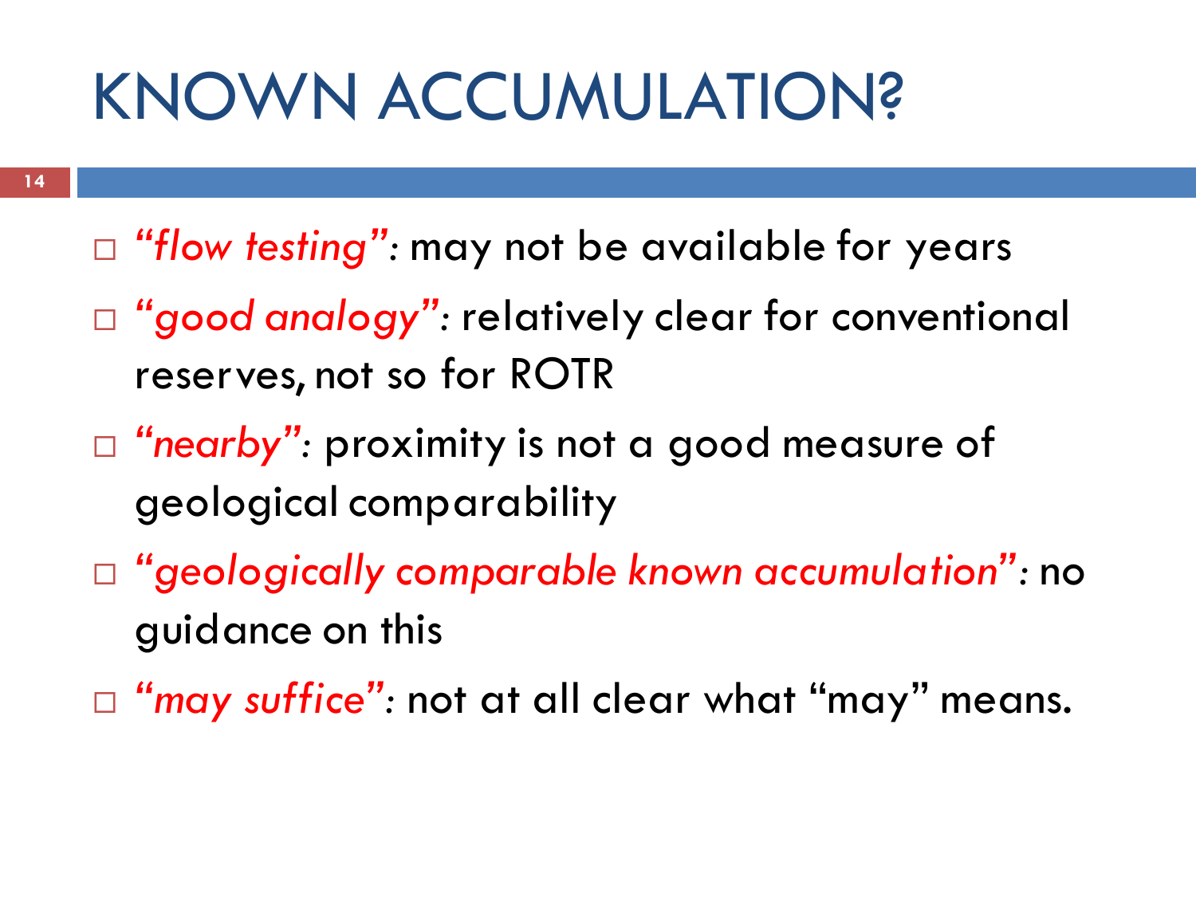# KNOWN ACCUMULATION?

- *"flow testing"*: may not be available for years
- *"good analogy"*: relatively clear for conventional reserves, not so for ROTR
- *"nearby"*: proximity is not a good measure of geological comparability
- *"geologically comparable known accumulation"*: no guidance on this
- *"may suffice"*: not at all clear what "may" means.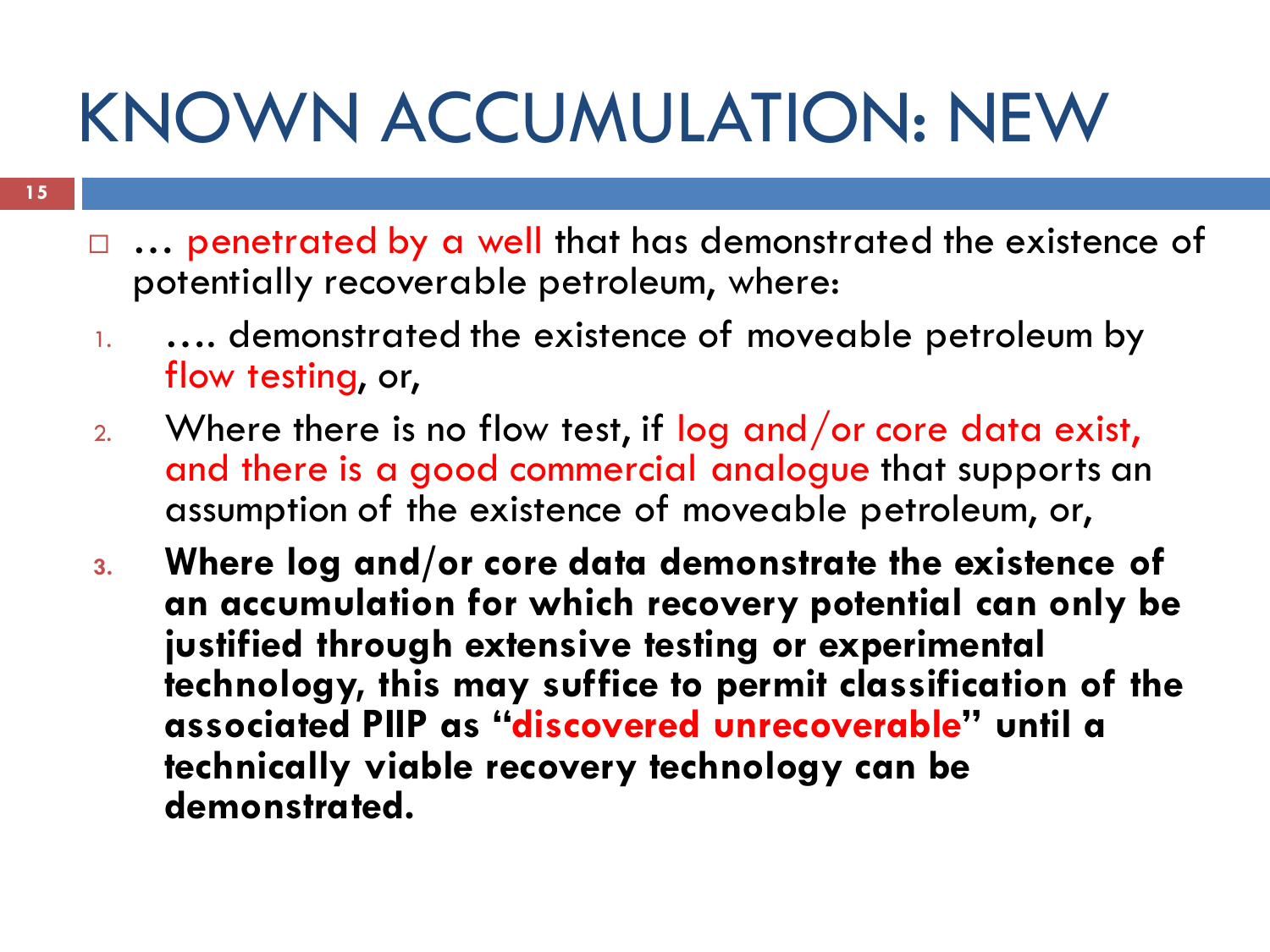# KNOWN ACCUMULATION: NEW

- … penetrated by a well that has demonstrated the existence of potentially recoverable petroleum, where:

1. …. demonstrated the existence of moveable petroleum by flow testing, or,
2. Where there is no flow test, if log and/or core data exist, and there is a good commercial analogue that supports an assumption of the existence of moveable petroleum, or,
3. **Where log and/or core data demonstrate the existence of an accumulation for which recovery potential can only be justified through extensive testing or experimental technology, this may suffice to permit classification of the associated PIIP as "discovered unrecoverable" until a technically viable recovery technology can be demonstrated.**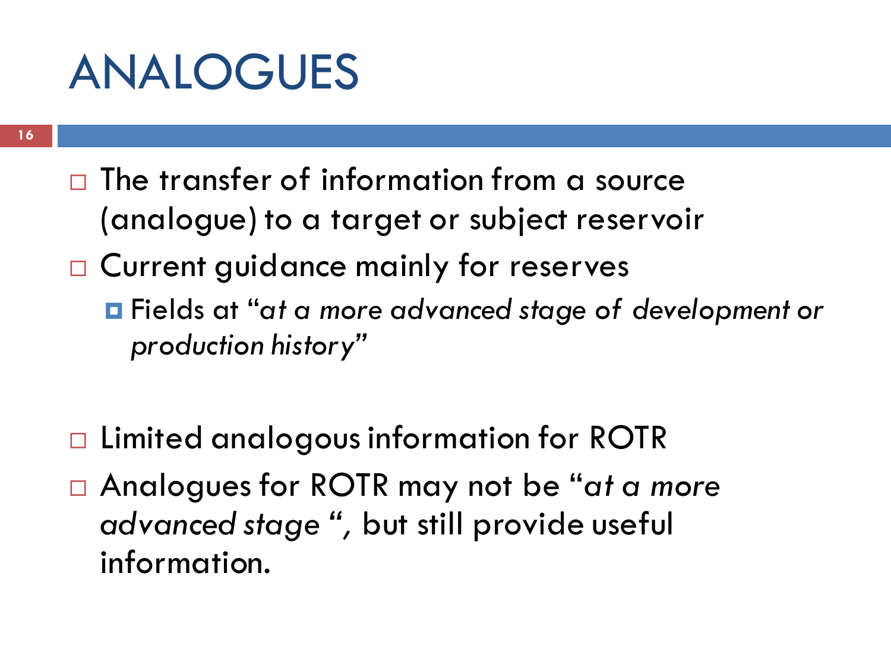# ANALOGUES

- The transfer of information from a source (analogue) to a target or subject reservoir
- Current guidance mainly for reserves
  - Fields at "*at a more advanced stage of development or production history*"

- Limited analogous information for ROTR
- Analogues for ROTR may not be "*at a more advanced stage* ", but still provide useful information.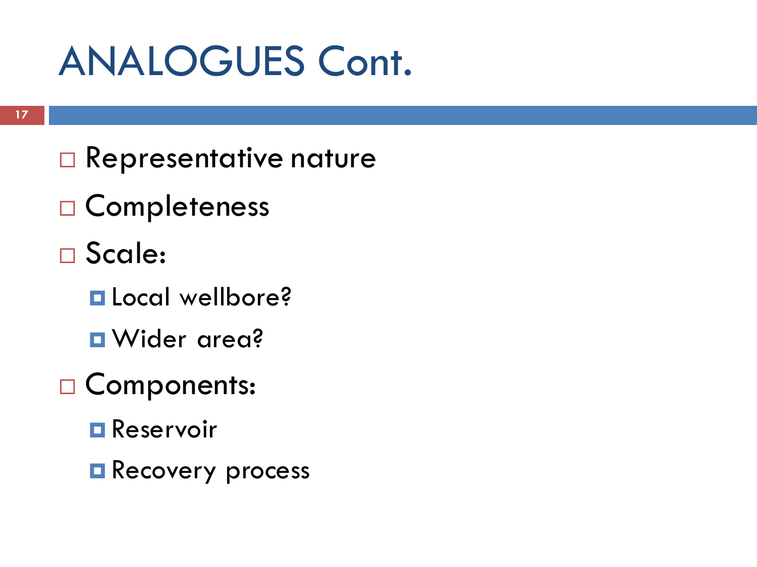# ANALOGUES Cont.

- Representative nature
- Completeness
- Scale:
  - Local wellbore?
  - Wider area?
- Components:
  - Reservoir
  - Recovery process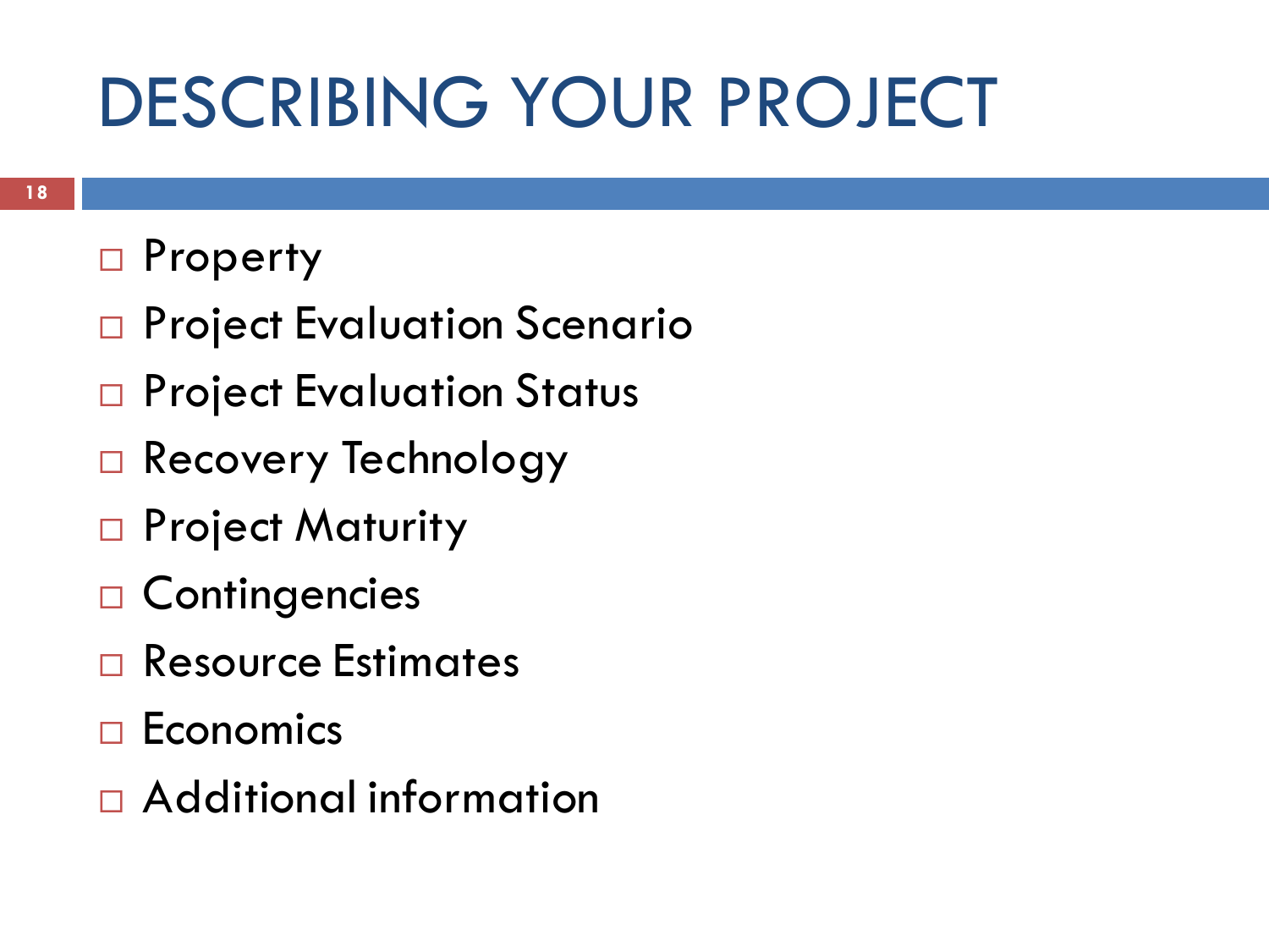# DESCRIBING YOUR PROJECT

- Property
- Project Evaluation Scenario
- Project Evaluation Status
- Recovery Technology
- Project Maturity
- Contingencies
- Resource Estimates
- Economics
- Additional information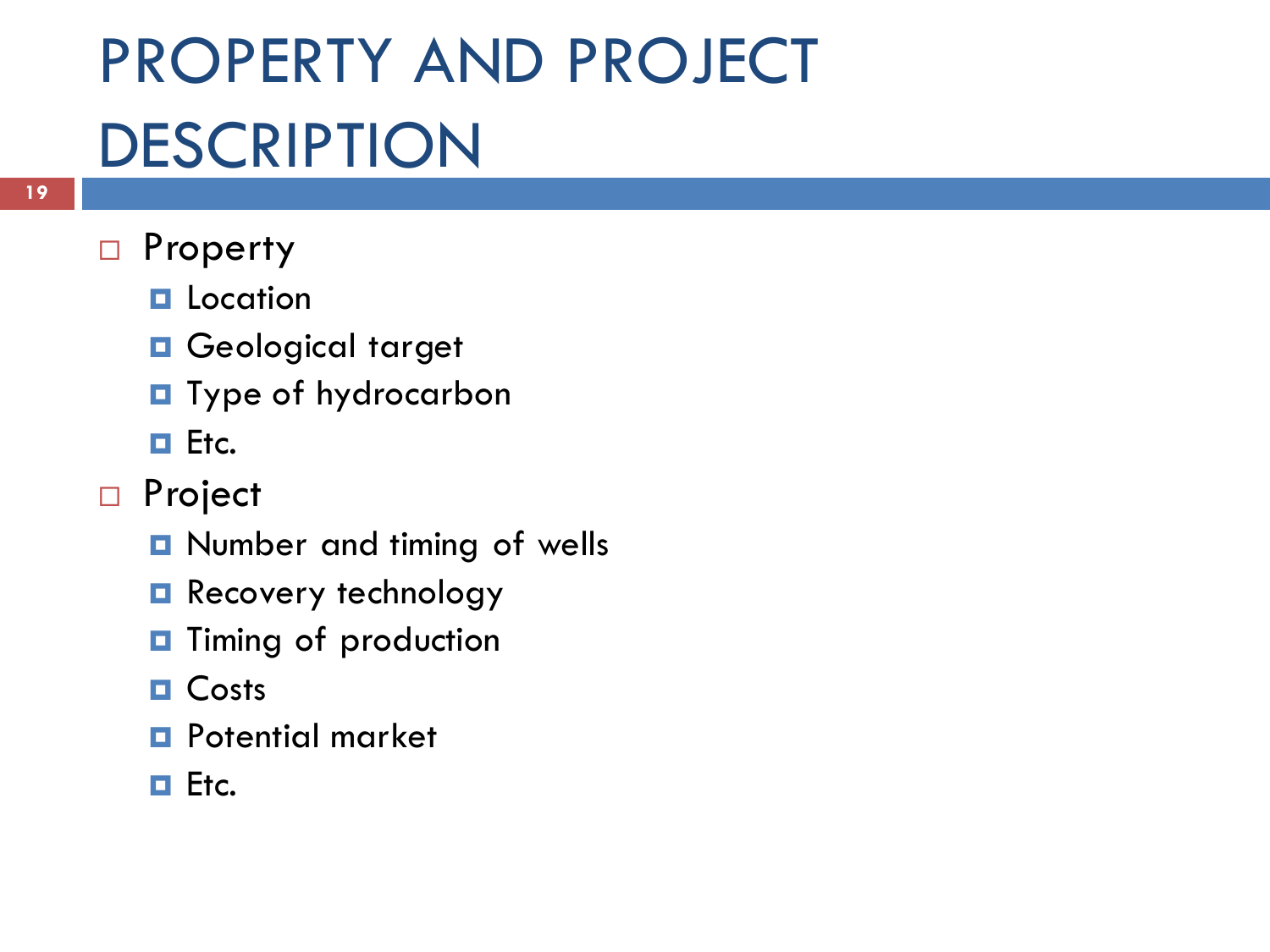# PROPERTY AND PROJECT DESCRIPTION

- Property
  - Location
  - Geological target
  - Type of hydrocarbon
  - Etc.
- Project
  - Number and timing of wells
  - Recovery technology
  - Timing of production
  - Costs
  - Potential market
  - Etc.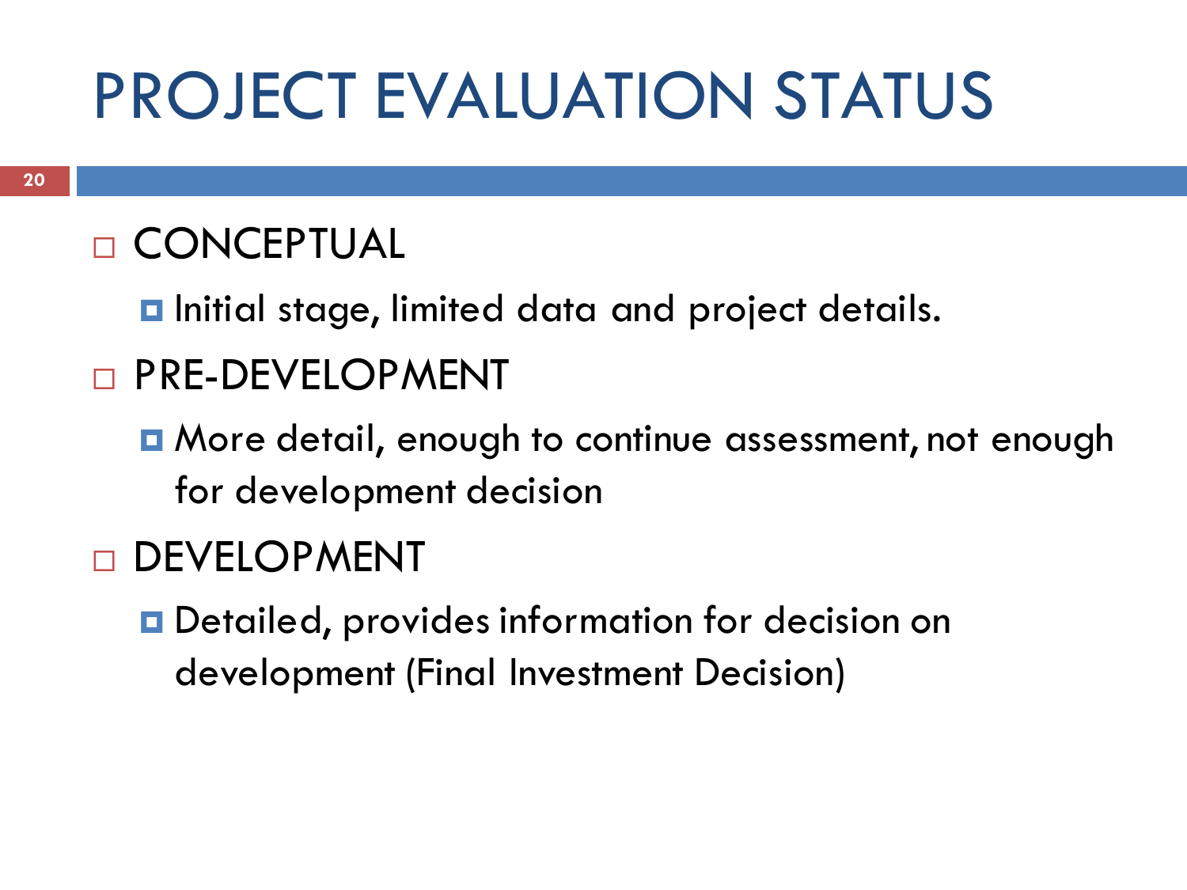# PROJECT EVALUATION STATUS

- CONCEPTUAL
  - Initial stage, limited data and project details.
- PRE-DEVELOPMENT
  - More detail, enough to continue assessment, not enough for development decision
- DEVELOPMENT
  - Detailed, provides information for decision on development (Final Investment Decision)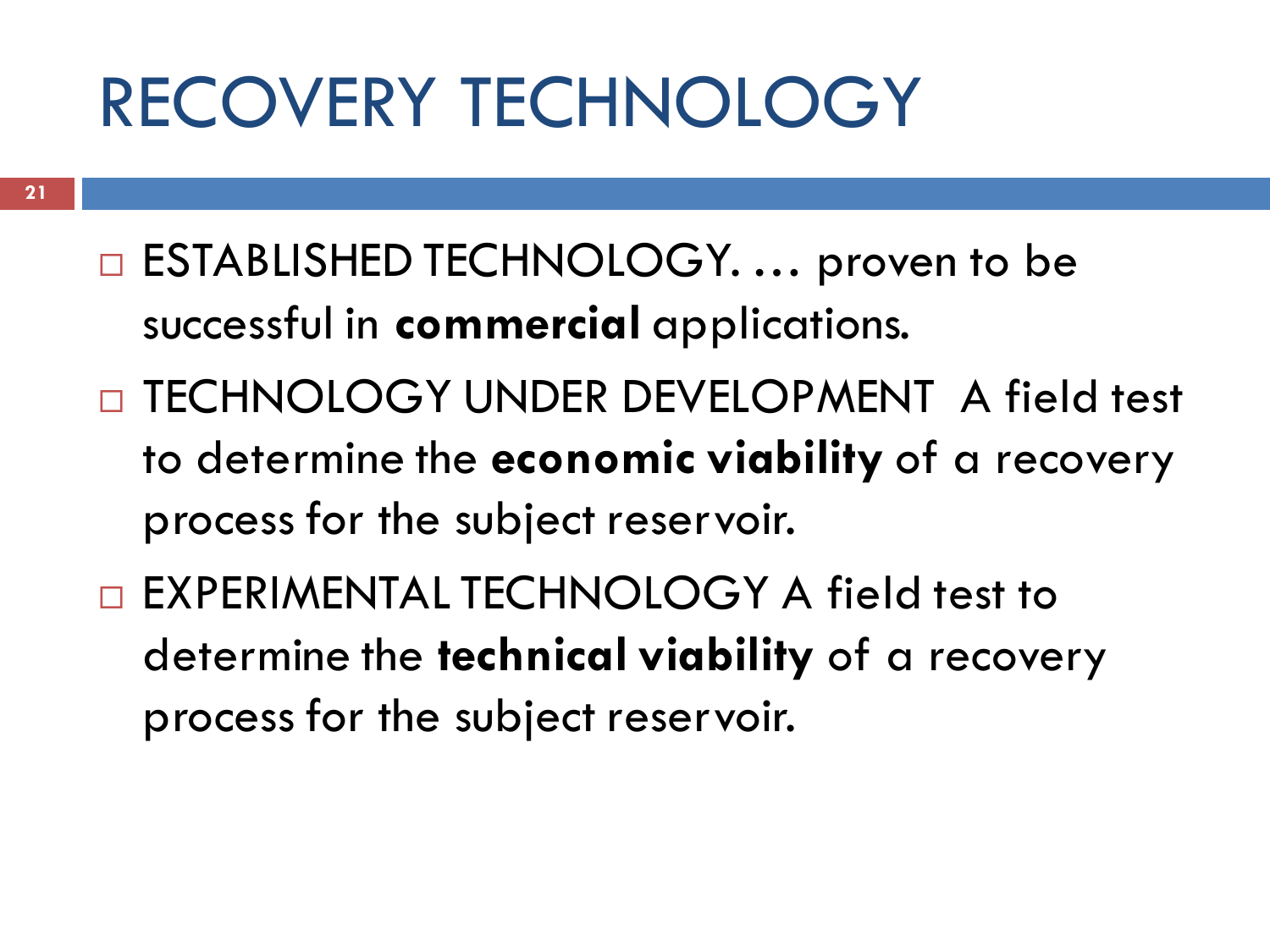# RECOVERY TECHNOLOGY

- ESTABLISHED TECHNOLOGY. … proven to be successful in **commercial** applications.
- TECHNOLOGY UNDER DEVELOPMENT A field test to determine the **economic viability** of a recovery process for the subject reservoir.
- EXPERIMENTAL TECHNOLOGY A field test to determine the **technical viability** of a recovery process for the subject reservoir.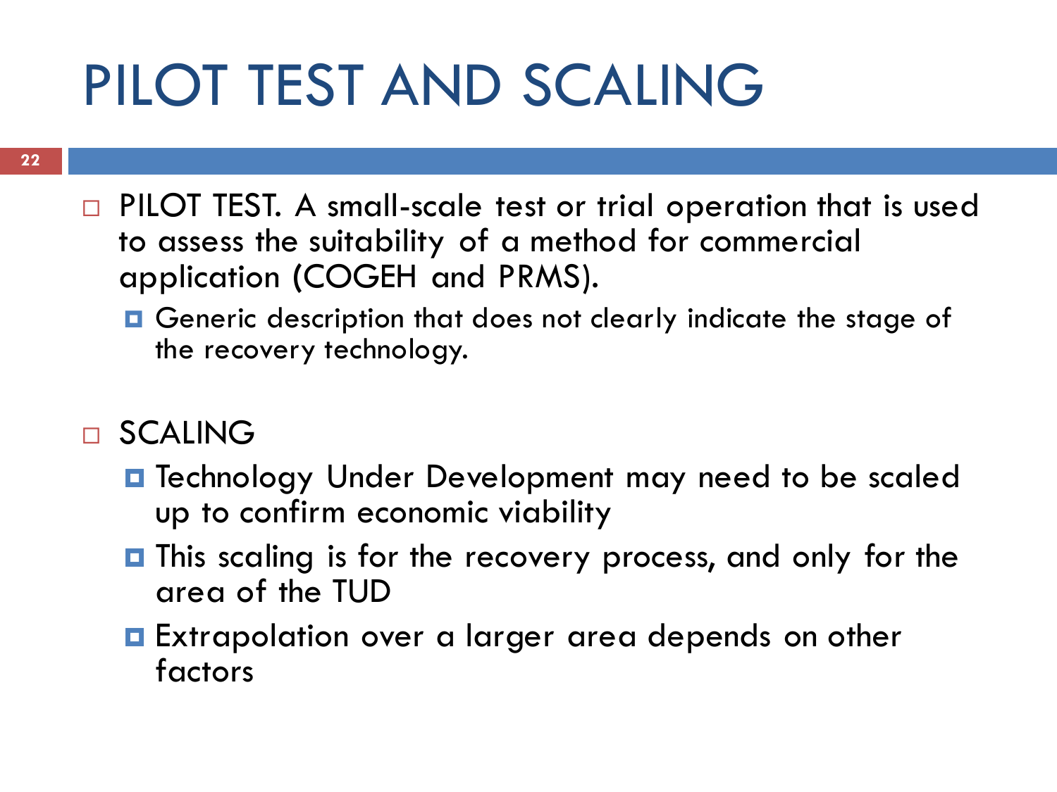# PILOT TEST AND SCALING

- PILOT TEST. A small-scale test or trial operation that is used to assess the suitability of a method for commercial application (COGEH and PRMS).
  - Generic description that does not clearly indicate the stage of the recovery technology.

- SCALING
  - Technology Under Development may need to be scaled up to confirm economic viability
  - This scaling is for the recovery process, and only for the area of the TUD
  - Extrapolation over a larger area depends on other factors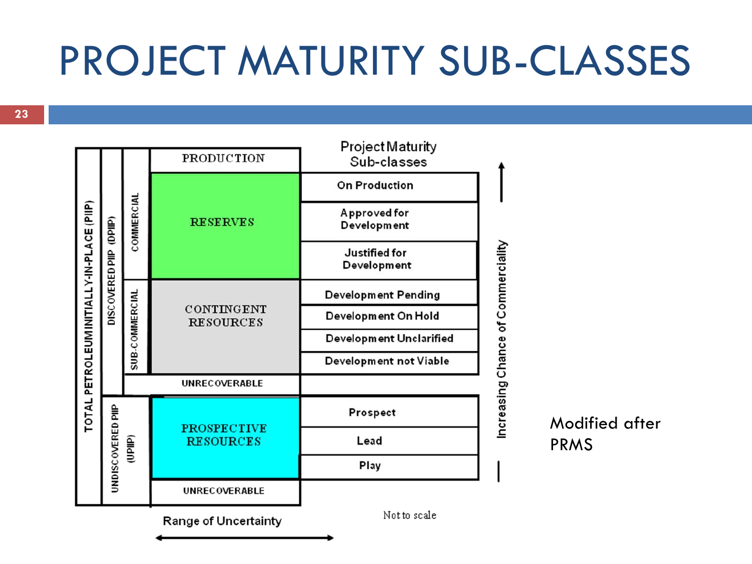# PROJECT MATURITY SUB-CLASSES

| TOTAL PETROLEUM INITIALLY-IN-PLACE (PIIP) | | | | Project Maturity Sub-classes |
|---|---|---|---|---|
| | DISCOVERED PIIP (DPIIP) | | PRODUCTION | |
| | | COMMERCIAL | RESERVES | On Production |
| | | | | Approved for Development |
| | | | | Justified for Development |
| | | SUB-COMMERCIAL | CONTINGENT RESOURCES | Development Pending |
| | | | | Development On Hold |
| | | | | Development Unclarified |
| | | | | Development not Viable |
| | | | UNRECOVERABLE | |
| | UNDISCOVERED PIIP (UPIIP) | | PROSPECTIVE RESOURCES | Prospect |
| | | | | Lead |
| | | | | Play |
| | | | UNRECOVERABLE | |

Range of Uncertainty ⟷

Increasing Chance of Commerciality ↑

Not to scale

Modified after PRMS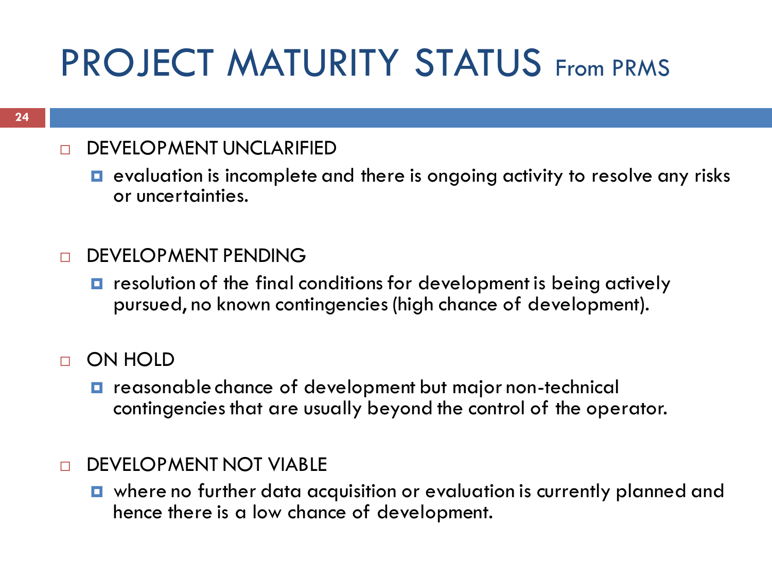# PROJECT MATURITY STATUS From PRMS

- DEVELOPMENT UNCLARIFIED
  - evaluation is incomplete and there is ongoing activity to resolve any risks or uncertainties.

- DEVELOPMENT PENDING
  - resolution of the final conditions for development is being actively pursued, no known contingencies (high chance of development).

- ON HOLD
  - reasonable chance of development but major non-technical contingencies that are usually beyond the control of the operator.

- DEVELOPMENT NOT VIABLE
  - where no further data acquisition or evaluation is currently planned and hence there is a low chance of development.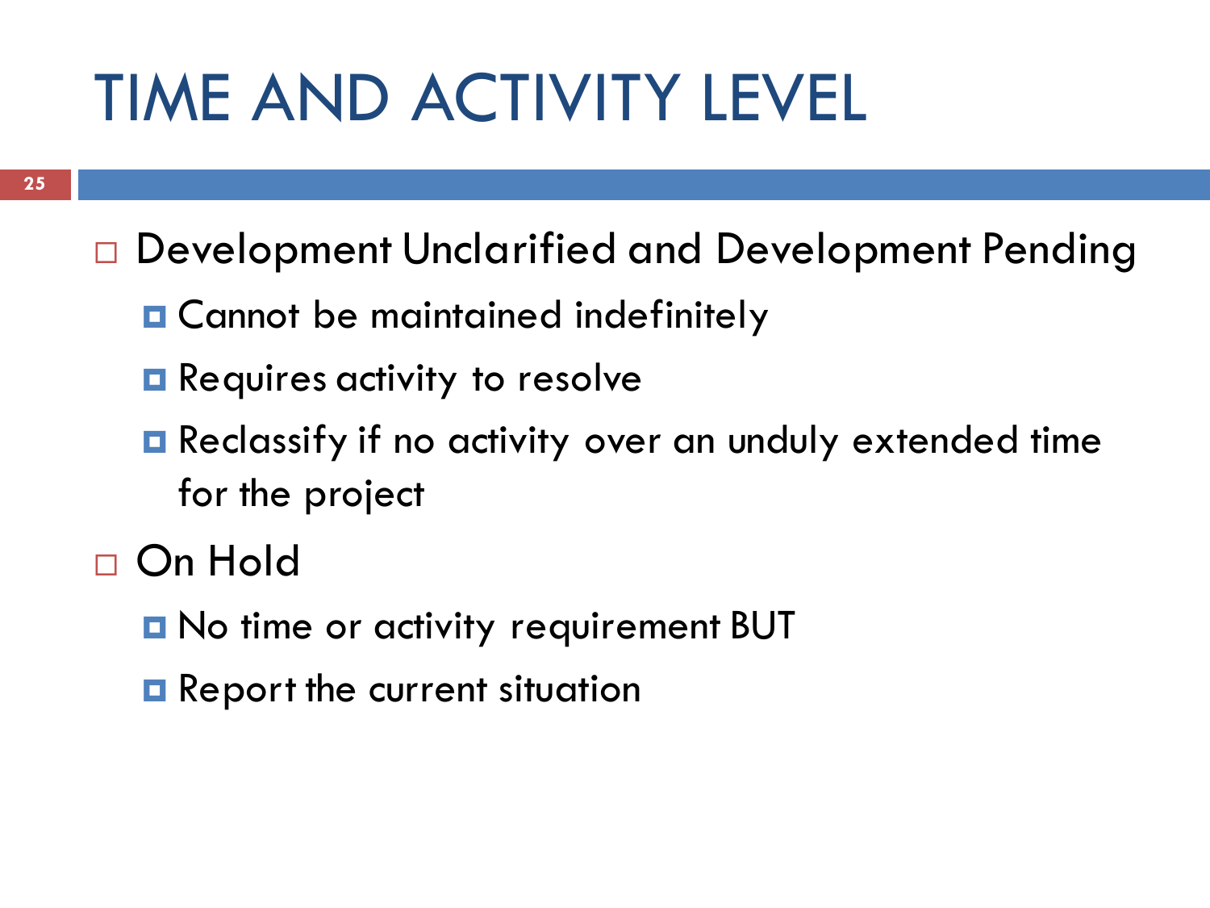# TIME AND ACTIVITY LEVEL

- Development Unclarified and Development Pending
  - Cannot be maintained indefinitely
  - Requires activity to resolve
  - Reclassify if no activity over an unduly extended time for the project
- On Hold
  - No time or activity requirement BUT
  - Report the current situation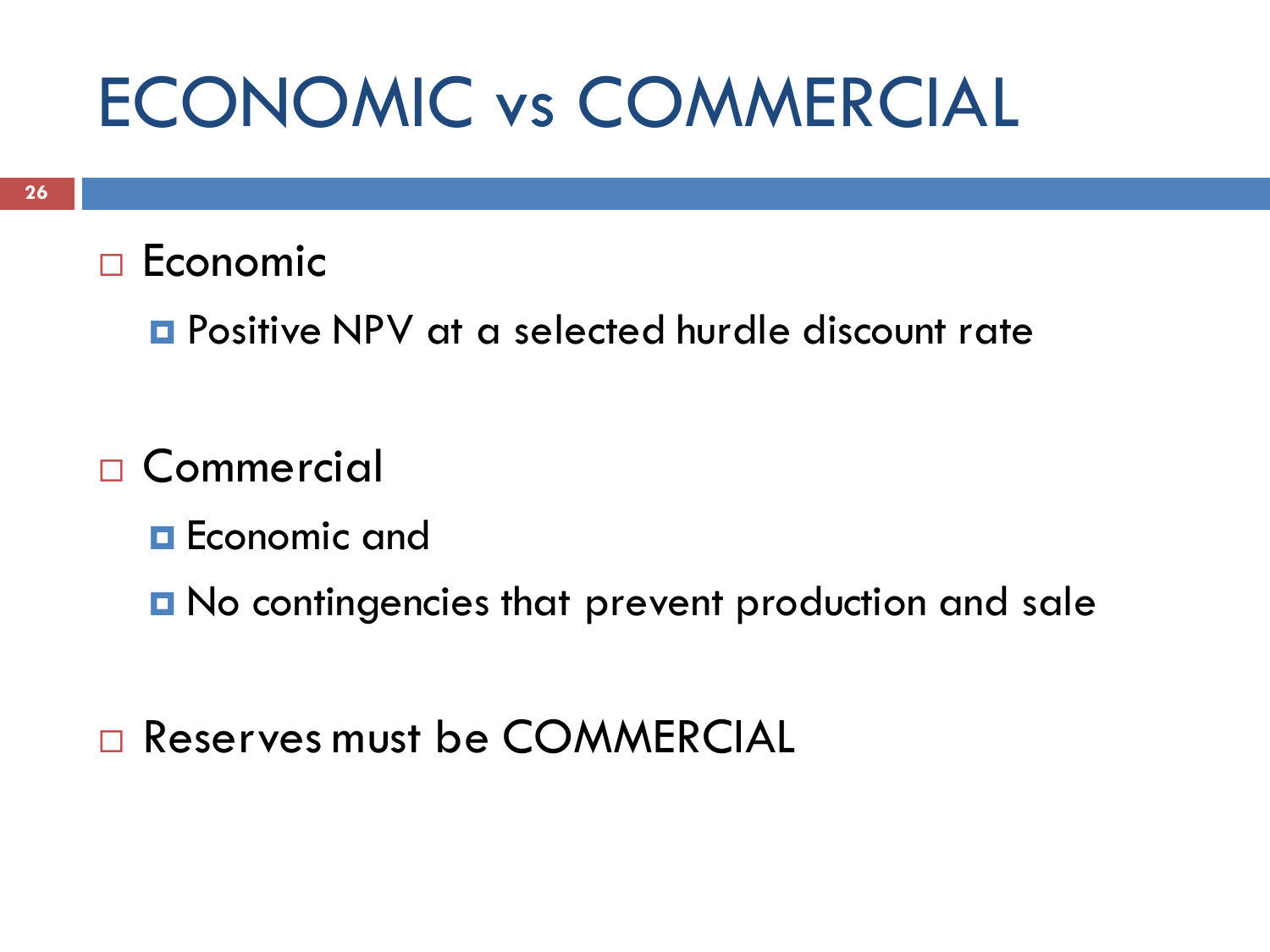# ECONOMIC vs COMMERCIAL

- Economic
  - Positive NPV at a selected hurdle discount rate
- Commercial
  - Economic and
  - No contingencies that prevent production and sale
- Reserves must be COMMERCIAL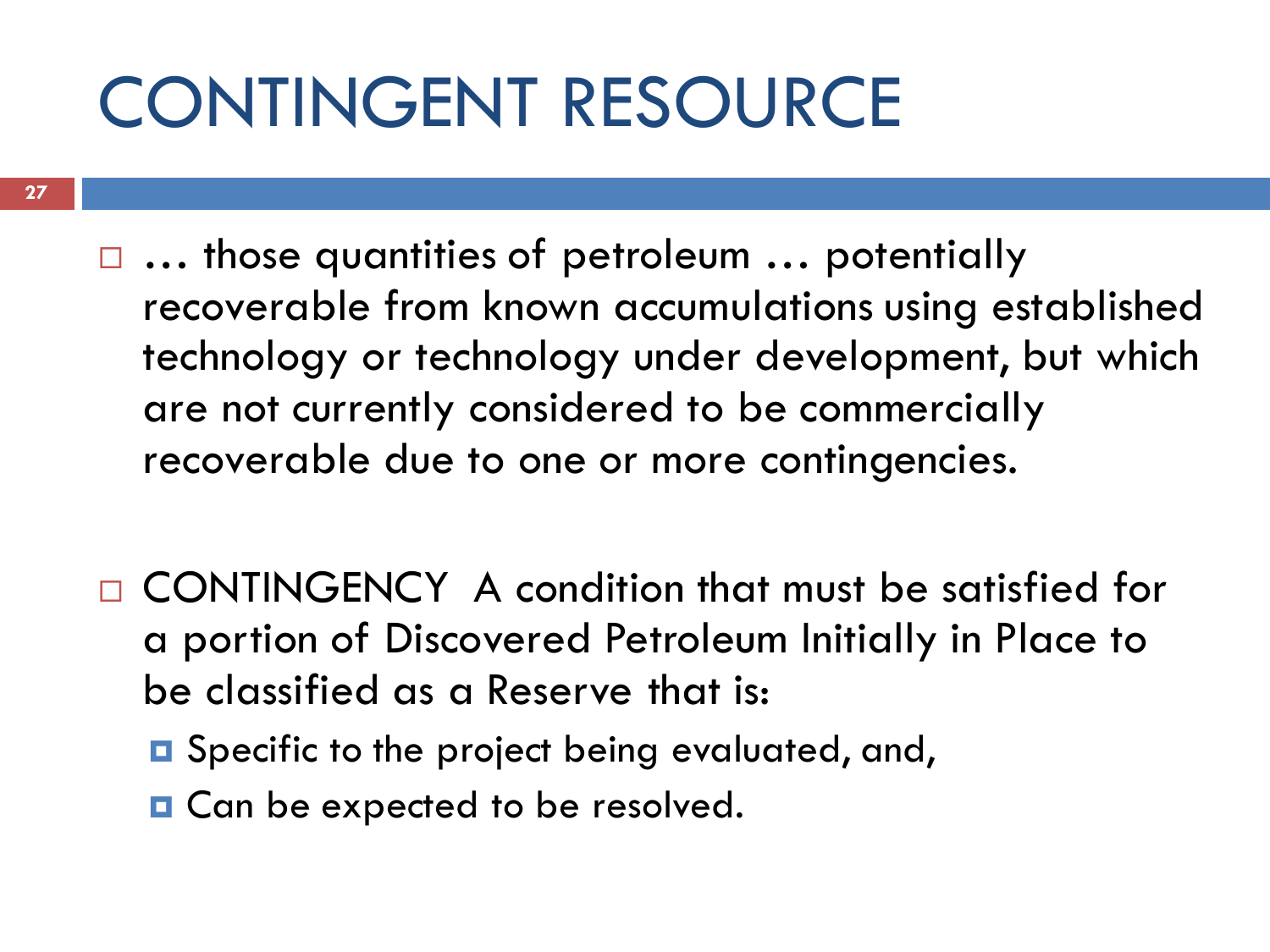# CONTINGENT RESOURCE

- … those quantities of petroleum … potentially recoverable from known accumulations using established technology or technology under development, but which are not currently considered to be commercially recoverable due to one or more contingencies.

- CONTINGENCY A condition that must be satisfied for a portion of Discovered Petroleum Initially in Place to be classified as a Reserve that is:
  - Specific to the project being evaluated, and,
  - Can be expected to be resolved.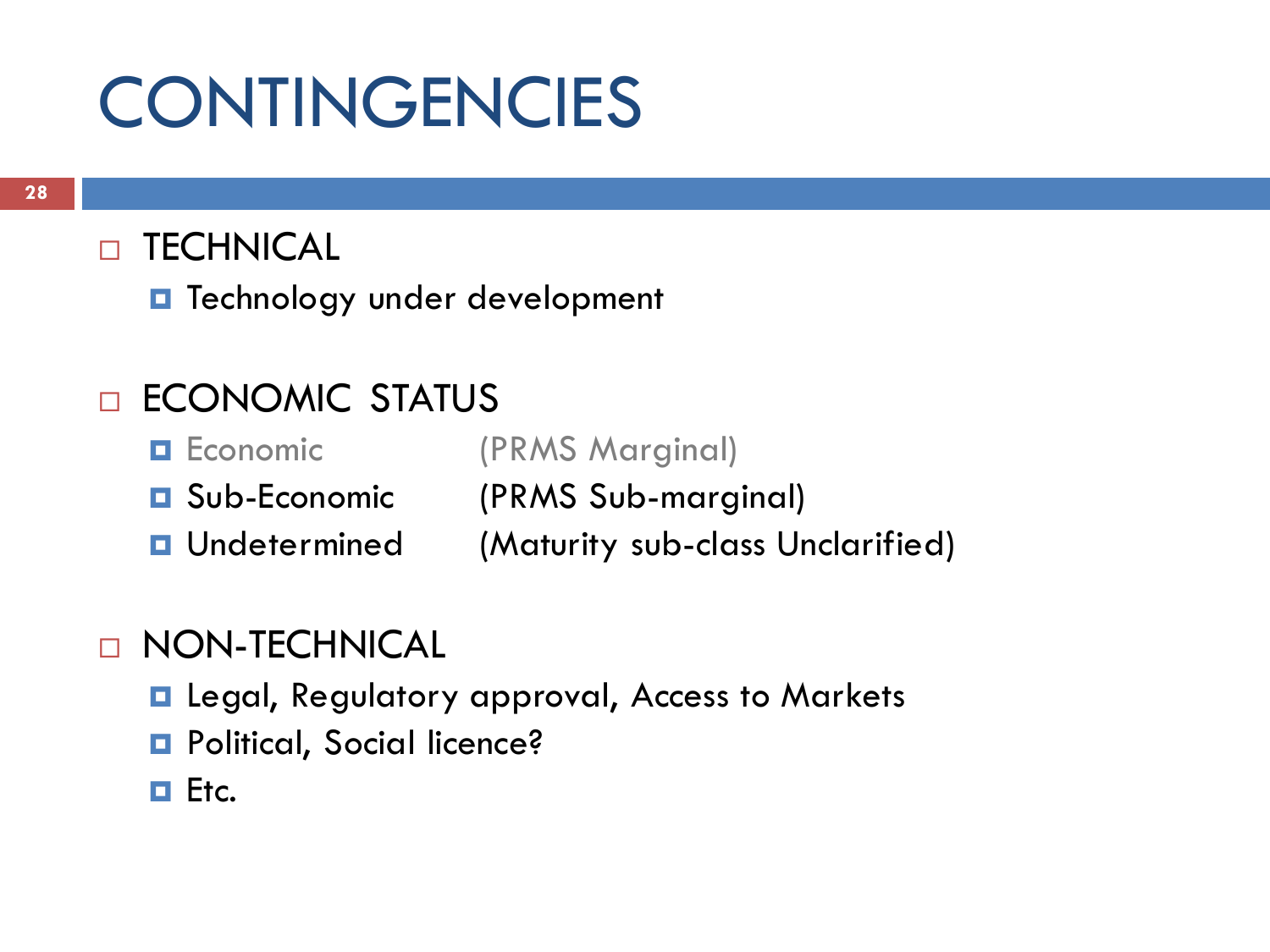# CONTINGENCIES

- TECHNICAL
  - Technology under development

- ECONOMIC STATUS
  - Economic (PRMS Marginal)
  - Sub-Economic (PRMS Sub-marginal)
  - Undetermined (Maturity sub-class Unclarified)

- NON-TECHNICAL
  - Legal, Regulatory approval, Access to Markets
  - Political, Social licence?
  - Etc.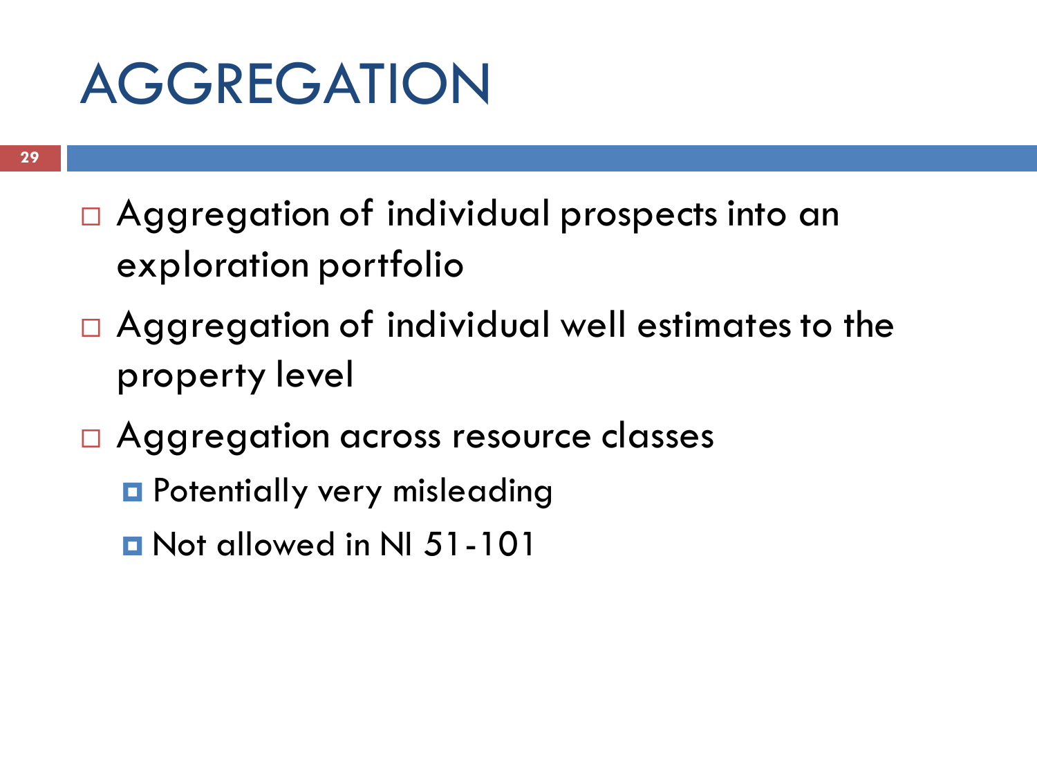# AGGREGATION

- Aggregation of individual prospects into an exploration portfolio
- Aggregation of individual well estimates to the property level
- Aggregation across resource classes
  - Potentially very misleading
  - Not allowed in NI 51-101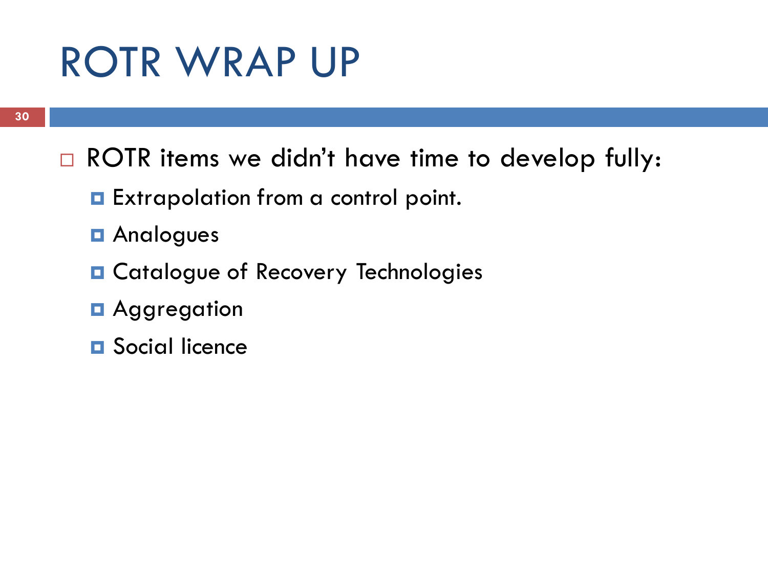# ROTR WRAP UP

- ROTR items we didn't have time to develop fully:
  - Extrapolation from a control point.
  - Analogues
  - Catalogue of Recovery Technologies
  - Aggregation
  - Social licence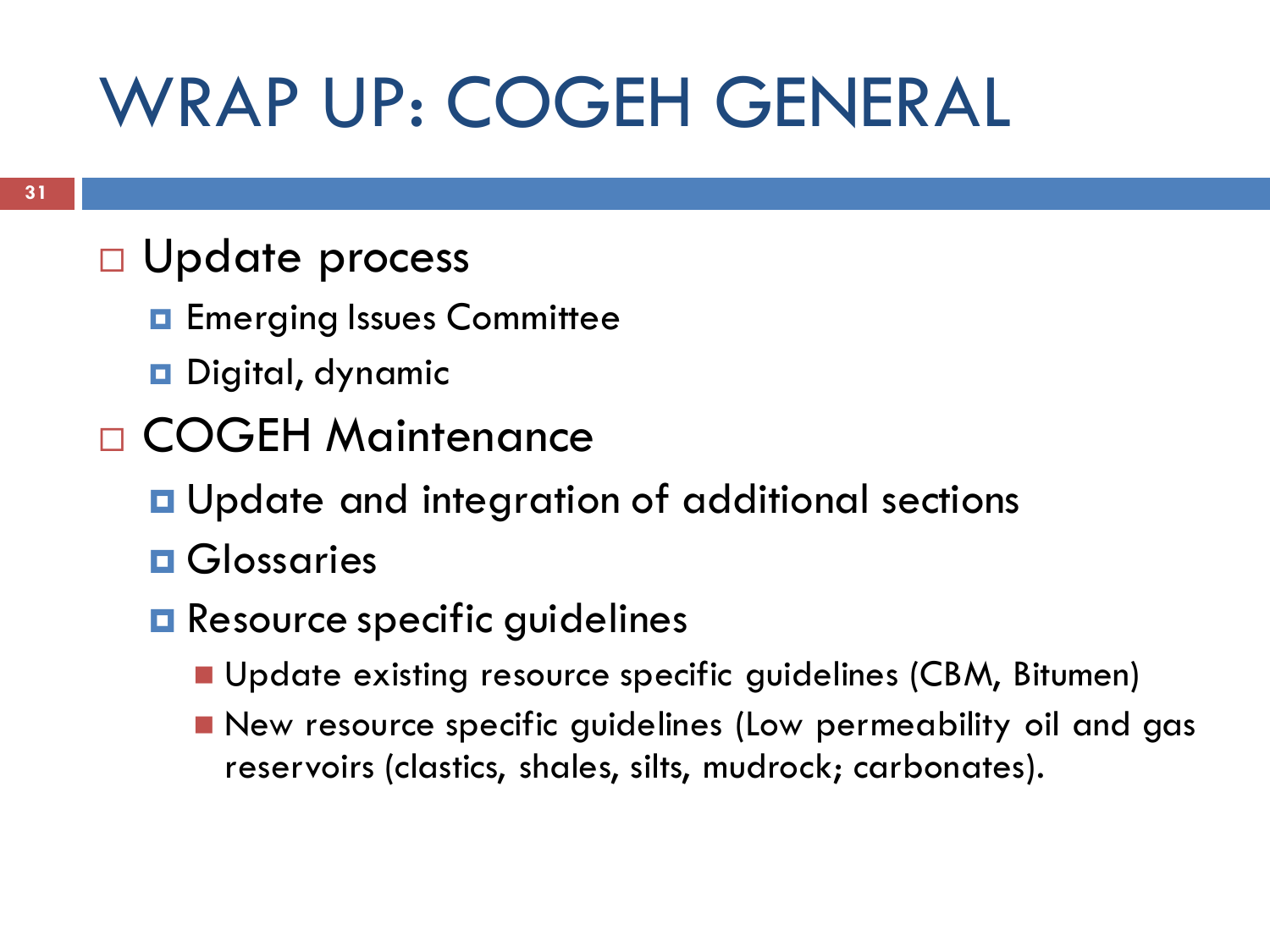# WRAP UP: COGEH GENERAL

- Update process
  - Emerging Issues Committee
  - Digital, dynamic
- COGEH Maintenance
  - Update and integration of additional sections
  - Glossaries
  - Resource specific guidelines
    - Update existing resource specific guidelines (CBM, Bitumen)
    - New resource specific guidelines (Low permeability oil and gas reservoirs (clastics, shales, silts, mudrock; carbonates).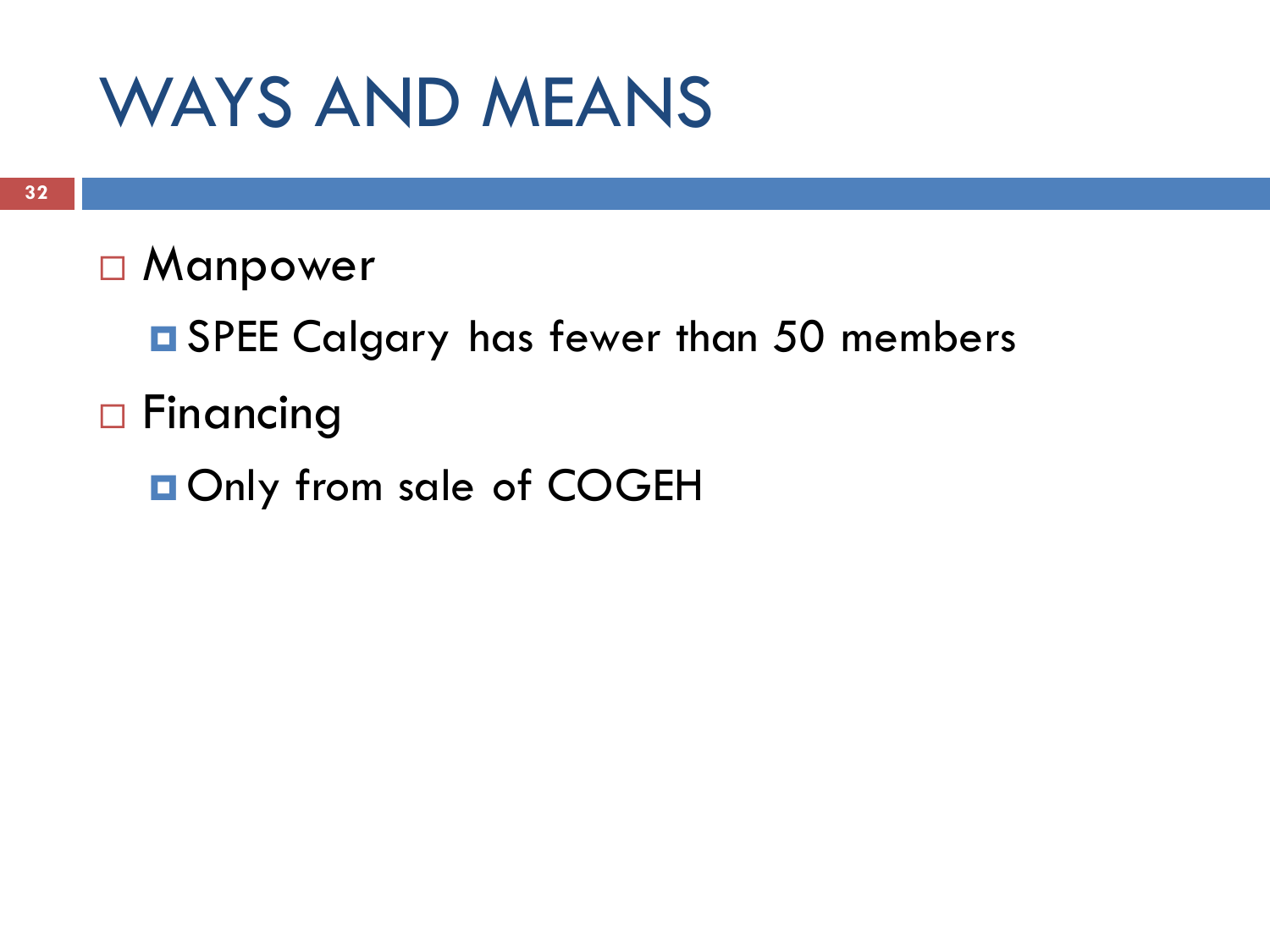# WAYS AND MEANS

- Manpower
  - SPEE Calgary has fewer than 50 members
- Financing
  - Only from sale of COGEH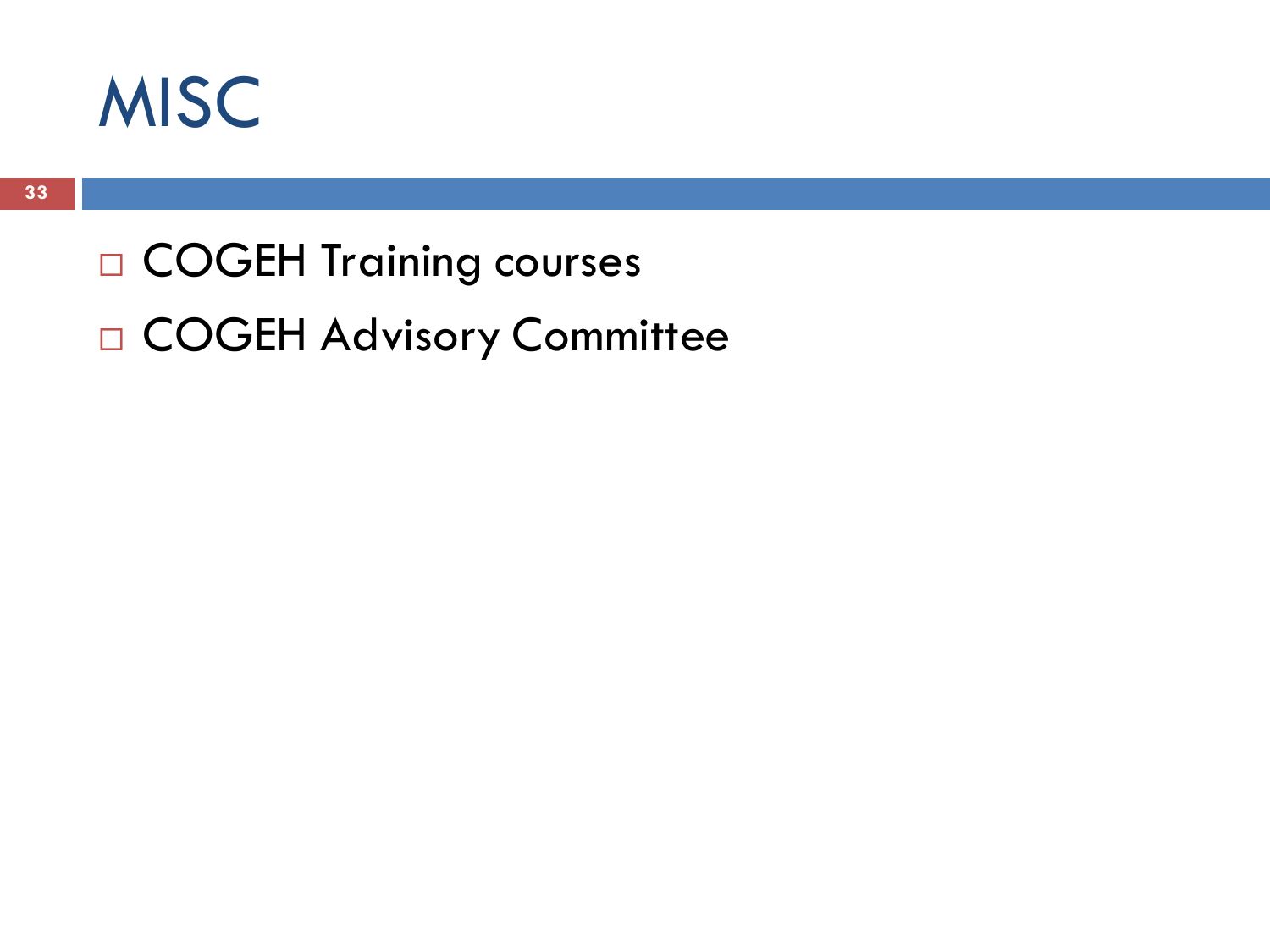# MISC

- COGEH Training courses
- COGEH Advisory Committee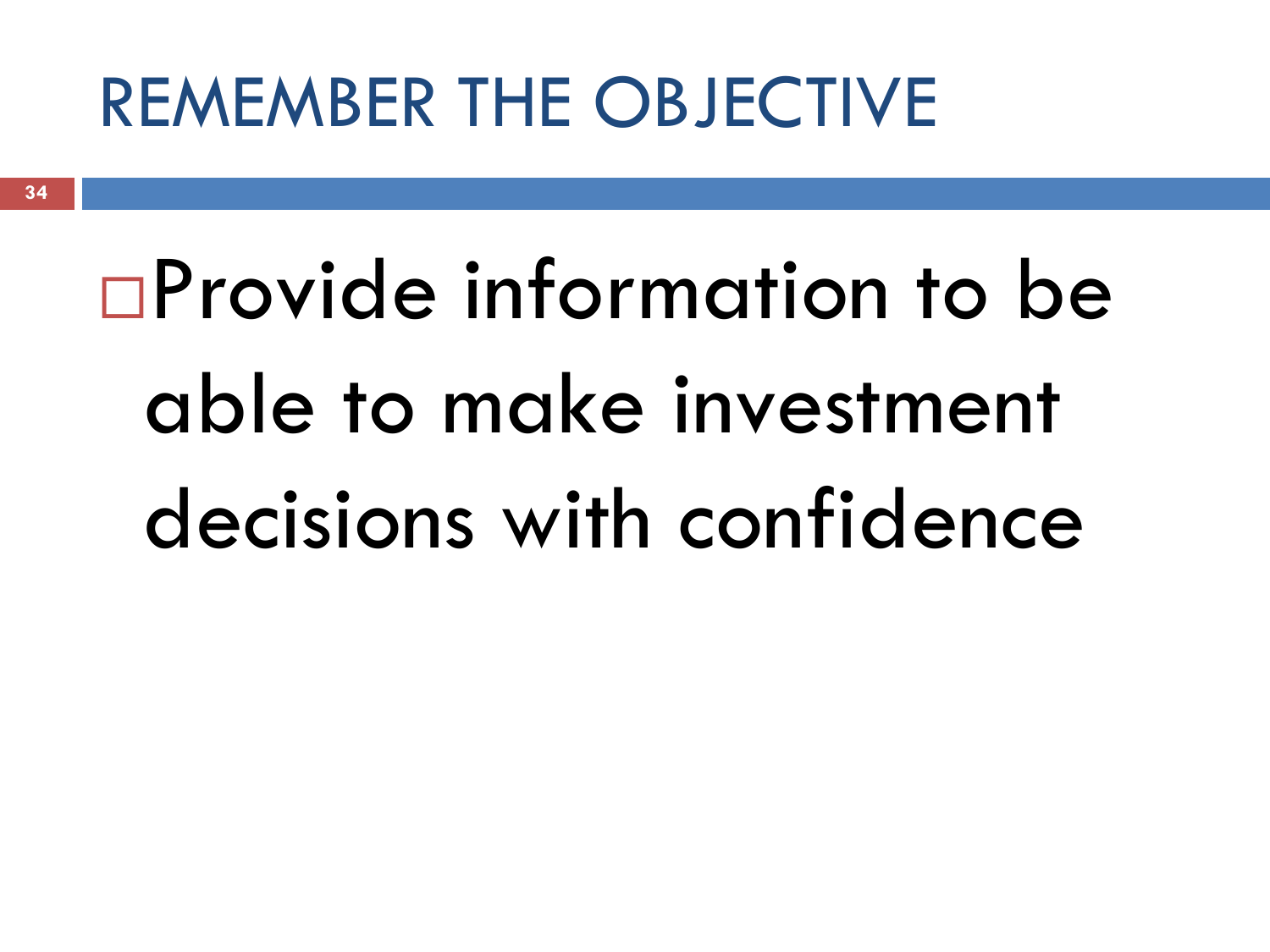# REMEMBER THE OBJECTIVE

- Provide information to be able to make investment decisions with confidence